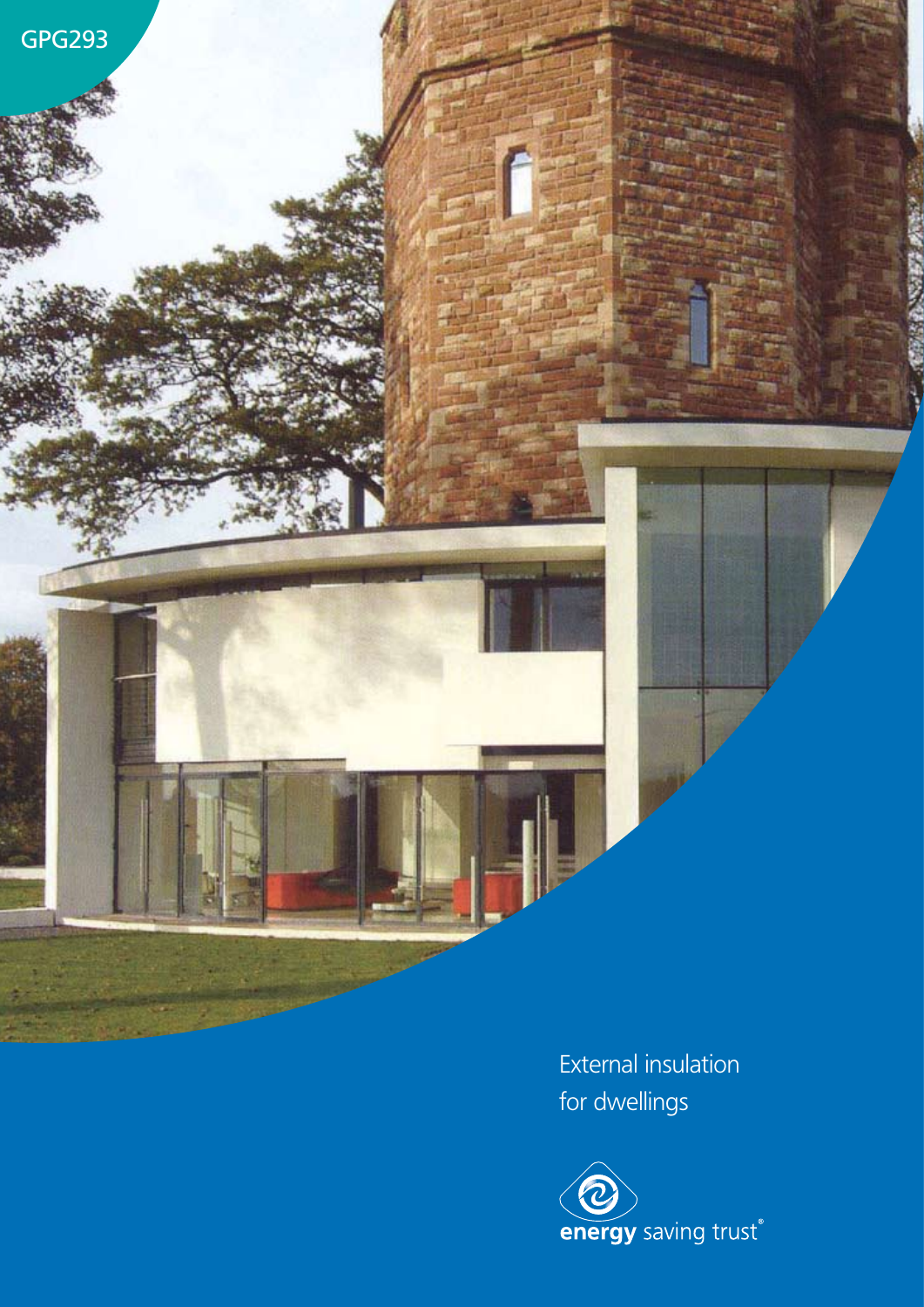GPG293

# External insulation for dwellings

energy saving trust®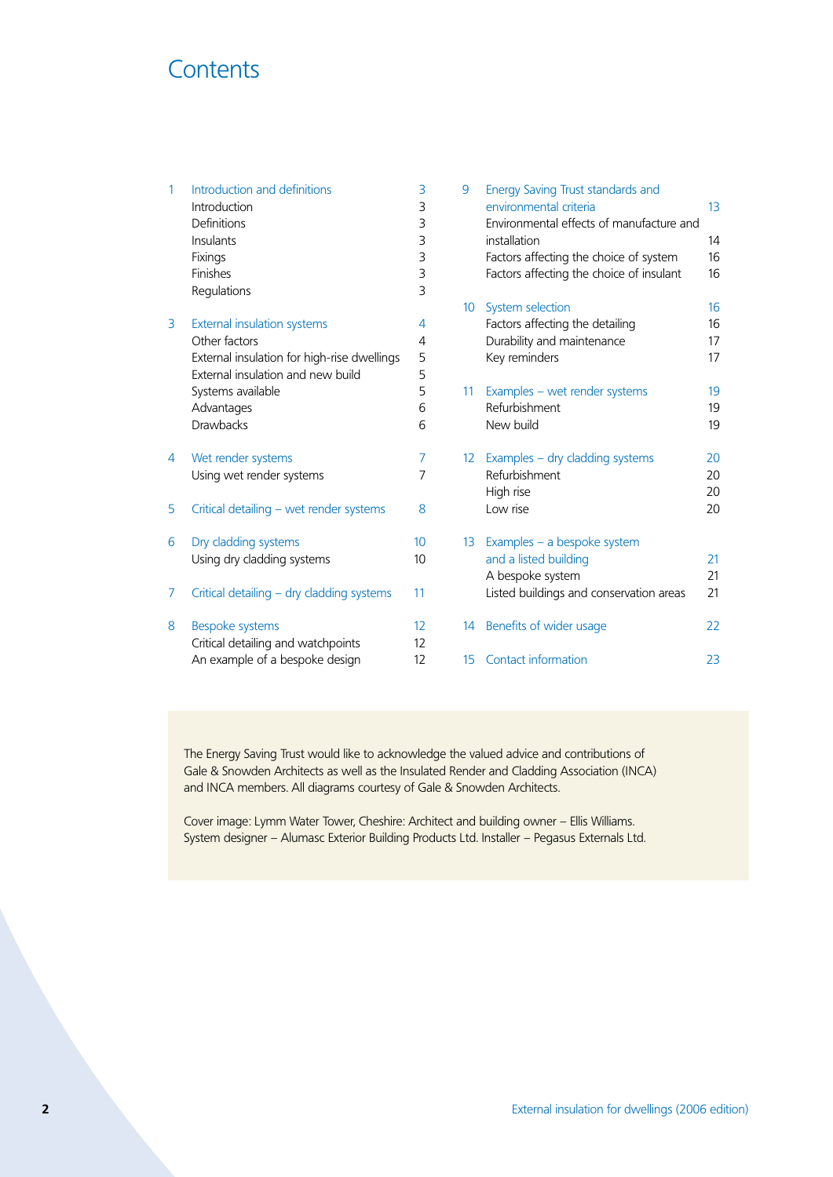# Contents

| | | |
|---|---|---|
| 1 | Introduction and definitions | 3 |
| | Introduction | 3 |
| | Definitions | 3 |
| | Insulants | 3 |
| | Fixings | 3 |
| | Finishes | 3 |
| | Regulations | 3 |
| 3 | External insulation systems | 4 |
| | Other factors | 4 |
| | External insulation for high-rise dwellings | 5 |
| | External insulation and new build | 5 |
| | Systems available | 5 |
| | Advantages | 6 |
| | Drawbacks | 6 |
| 4 | Wet render systems | 7 |
| | Using wet render systems | 7 |
| 5 | Critical detailing – wet render systems | 8 |
| 6 | Dry cladding systems | 10 |
| | Using dry cladding systems | 10 |
| 7 | Critical detailing – dry cladding systems | 11 |
| 8 | Bespoke systems | 12 |
| | Critical detailing and watchpoints | 12 |
| | An example of a bespoke design | 12 |
| 9 | Energy Saving Trust standards and environmental criteria | 13 |
| | Environmental effects of manufacture and installation | 14 |
| | Factors affecting the choice of system | 16 |
| | Factors affecting the choice of insulant | 16 |
| 10 | System selection | 16 |
| | Factors affecting the detailing | 16 |
| | Durability and maintenance | 17 |
| | Key reminders | 17 |
| 11 | Examples – wet render systems | 19 |
| | Refurbishment | 19 |
| | New build | 19 |
| 12 | Examples – dry cladding systems | 20 |
| | Refurbishment | 20 |
| | High rise | 20 |
| | Low rise | 20 |
| 13 | Examples – a bespoke system and a listed building | 21 |
| | A bespoke system | 21 |
| | Listed buildings and conservation areas | 21 |
| 14 | Benefits of wider usage | 22 |
| 15 | Contact information | 23 |

The Energy Saving Trust would like to acknowledge the valued advice and contributions of Gale & Snowden Architects as well as the Insulated Render and Cladding Association (INCA) and INCA members. All diagrams courtesy of Gale & Snowden Architects.

Cover image: Lymm Water Tower, Cheshire: Architect and building owner – Ellis Williams. System designer – Alumasc Exterior Building Products Ltd. Installer – Pegasus Externals Ltd.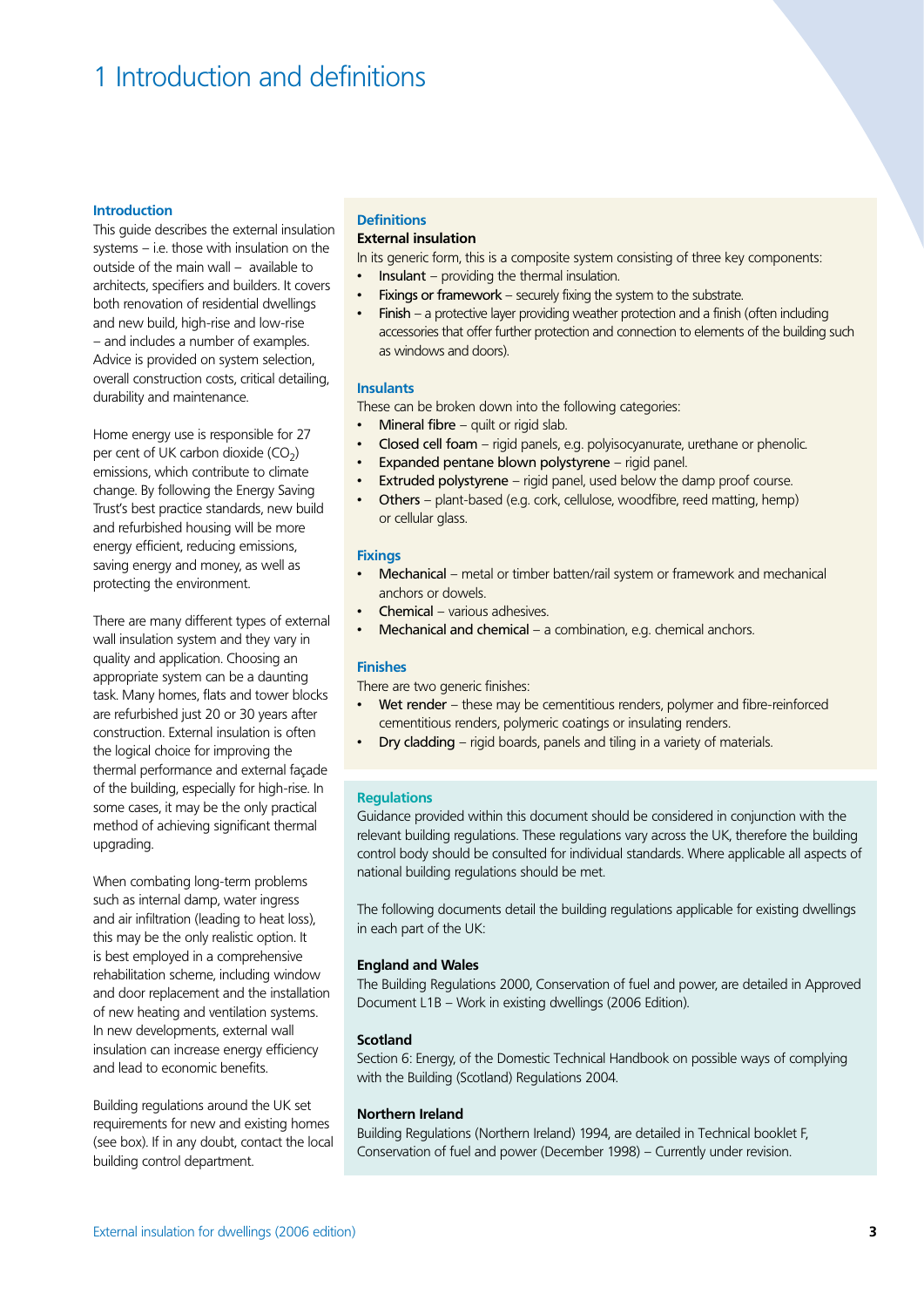# 1 Introduction and definitions

## Introduction

This guide describes the external insulation systems – i.e. those with insulation on the outside of the main wall – available to architects, specifiers and builders. It covers both renovation of residential dwellings and new build, high-rise and low-rise – and includes a number of examples. Advice is provided on system selection, overall construction costs, critical detailing, durability and maintenance.

Home energy use is responsible for 27 per cent of UK carbon dioxide ($CO_2$) emissions, which contribute to climate change. By following the Energy Saving Trust's best practice standards, new build and refurbished housing will be more energy efficient, reducing emissions, saving energy and money, as well as protecting the environment.

There are many different types of external wall insulation system and they vary in quality and application. Choosing an appropriate system can be a daunting task. Many homes, flats and tower blocks are refurbished just 20 or 30 years after construction. External insulation is often the logical choice for improving the thermal performance and external façade of the building, especially for high-rise. In some cases, it may be the only practical method of achieving significant thermal upgrading.

When combating long-term problems such as internal damp, water ingress and air infiltration (leading to heat loss), this may be the only realistic option. It is best employed in a comprehensive rehabilitation scheme, including window and door replacement and the installation of new heating and ventilation systems. In new developments, external wall insulation can increase energy efficiency and lead to economic benefits.

Building regulations around the UK set requirements for new and existing homes (see box). If in any doubt, contact the local building control department.

## Definitions

### External insulation

In its generic form, this is a composite system consisting of three key components:

- **Insulant** – providing the thermal insulation.
- **Fixings or framework** – securely fixing the system to the substrate.
- **Finish** – a protective layer providing weather protection and a finish (often including accessories that offer further protection and connection to elements of the building such as windows and doors).

### Insulants

These can be broken down into the following categories:

- **Mineral fibre** – quilt or rigid slab.
- **Closed cell foam** – rigid panels, e.g. polyisocyanurate, urethane or phenolic.
- **Expanded pentane blown polystyrene** – rigid panel.
- **Extruded polystyrene** – rigid panel, used below the damp proof course.
- **Others** – plant-based (e.g. cork, cellulose, woodfibre, reed matting, hemp) or cellular glass.

### Fixings

- **Mechanical** – metal or timber batten/rail system or framework and mechanical anchors or dowels.
- **Chemical** – various adhesives.
- **Mechanical and chemical** – a combination, e.g. chemical anchors.

### Finishes

There are two generic finishes:

- **Wet render** – these may be cementitious renders, polymer and fibre-reinforced cementitious renders, polymeric coatings or insulating renders.
- **Dry cladding** – rigid boards, panels and tiling in a variety of materials.

## Regulations

Guidance provided within this document should be considered in conjunction with the relevant building regulations. These regulations vary across the UK, therefore the building control body should be consulted for individual standards. Where applicable all aspects of national building regulations should be met.

The following documents detail the building regulations applicable for existing dwellings in each part of the UK:

### England and Wales

The Building Regulations 2000, Conservation of fuel and power, are detailed in Approved Document L1B – Work in existing dwellings (2006 Edition).

### Scotland

Section 6: Energy, of the Domestic Technical Handbook on possible ways of complying with the Building (Scotland) Regulations 2004.

### Northern Ireland

Building Regulations (Northern Ireland) 1994, are detailed in Technical booklet F, Conservation of fuel and power (December 1998) – Currently under revision.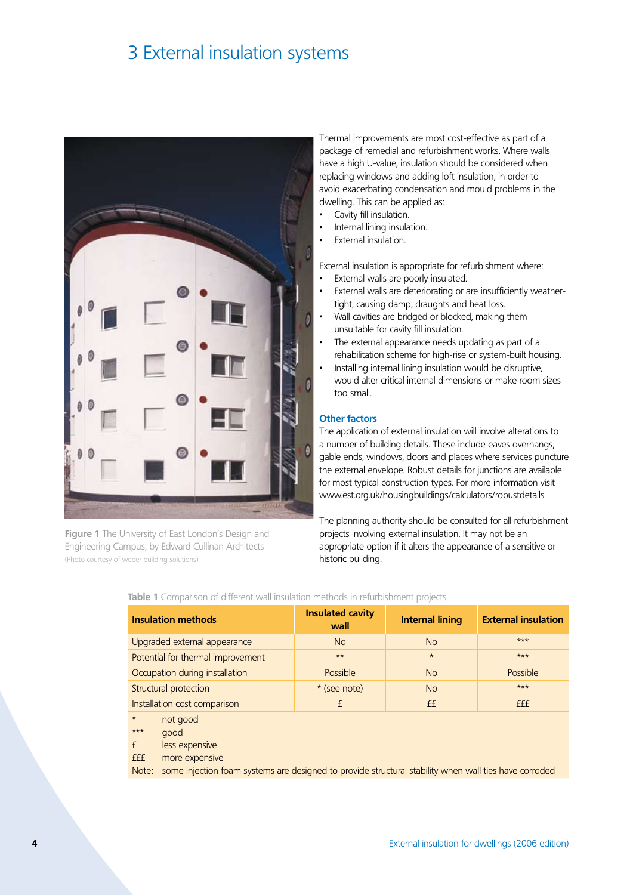# 3 External insulation systems

Figure 1 The University of East London's Design and Engineering Campus, by Edward Cullinan Architects (Photo courtesy of weber building solutions)

Thermal improvements are most cost-effective as part of a package of remedial and refurbishment works. Where walls have a high U-value, insulation should be considered when replacing windows and adding loft insulation, in order to avoid exacerbating condensation and mould problems in the dwelling. This can be applied as:

- Cavity fill insulation.
- Internal lining insulation.
- External insulation.

External insulation is appropriate for refurbishment where:

- External walls are poorly insulated.
- External walls are deteriorating or are insufficiently weather-tight, causing damp, draughts and heat loss.
- Wall cavities are bridged or blocked, making them unsuitable for cavity fill insulation.
- The external appearance needs updating as part of a rehabilitation scheme for high-rise or system-built housing.
- Installing internal lining insulation would be disruptive, would alter critical internal dimensions or make room sizes too small.

### Other factors

The application of external insulation will involve alterations to a number of building details. These include eaves overhangs, gable ends, windows, doors and places where services puncture the external envelope. Robust details for junctions are available for most typical construction types. For more information visit www.est.org.uk/housingbuildings/calculators/robustdetails

The planning authority should be consulted for all refurbishment projects involving external insulation. It may not be an appropriate option if it alters the appearance of a sensitive or historic building.

**Table 1** Comparison of different wall insulation methods in refurbishment projects

| Insulation methods | Insulated cavity wall | Internal lining | External insulation |
|---|---|---|---|
| Upgraded external appearance | No | No | *** |
| Potential for thermal improvement | ** | * | *** |
| Occupation during installation | Possible | No | Possible |
| Structural protection | * (see note) | No | *** |
| Installation cost comparison | £ | ££ | £££ |

\* not good
\*\*\* good
£ less expensive
£££ more expensive
Note: some injection foam systems are designed to provide structural stability when wall ties have corroded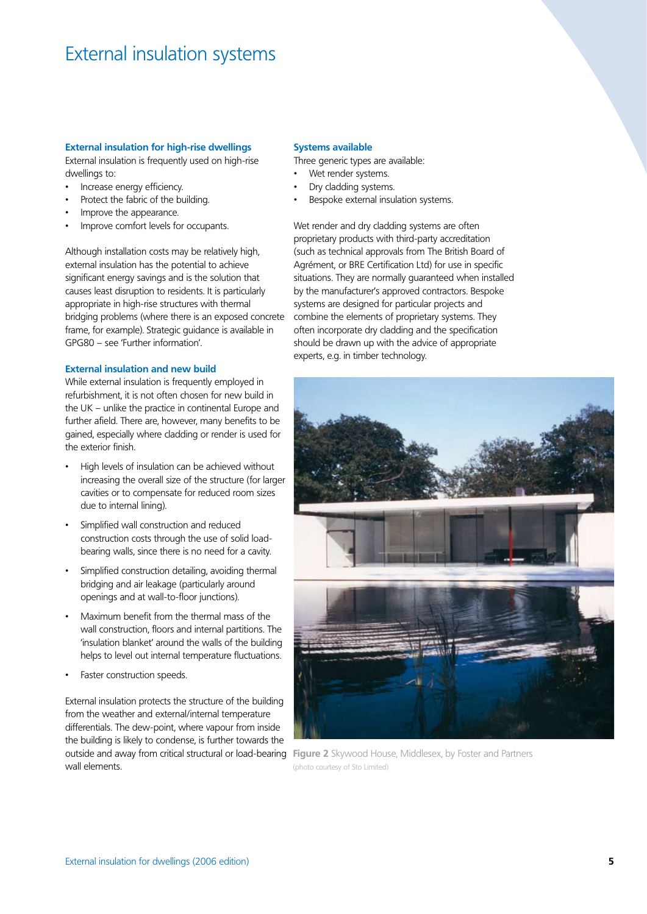# External insulation systems

## External insulation for high-rise dwellings

External insulation is frequently used on high-rise dwellings to:

- Increase energy efficiency.
- Protect the fabric of the building.
- Improve the appearance.
- Improve comfort levels for occupants.

Although installation costs may be relatively high, external insulation has the potential to achieve significant energy savings and is the solution that causes least disruption to residents. It is particularly appropriate in high-rise structures with thermal bridging problems (where there is an exposed concrete frame, for example). Strategic guidance is available in GPG80 – see 'Further information'.

## External insulation and new build

While external insulation is frequently employed in refurbishment, it is not often chosen for new build in the UK – unlike the practice in continental Europe and further afield. There are, however, many benefits to be gained, especially where cladding or render is used for the exterior finish.

- High levels of insulation can be achieved without increasing the overall size of the structure (for larger cavities or to compensate for reduced room sizes due to internal lining).
- Simplified wall construction and reduced construction costs through the use of solid load-bearing walls, since there is no need for a cavity.
- Simplified construction detailing, avoiding thermal bridging and air leakage (particularly around openings and at wall-to-floor junctions).
- Maximum benefit from the thermal mass of the wall construction, floors and internal partitions. The 'insulation blanket' around the walls of the building helps to level out internal temperature fluctuations.
- Faster construction speeds.

External insulation protects the structure of the building from the weather and external/internal temperature differentials. The dew-point, where vapour from inside the building is likely to condense, is further towards the outside and away from critical structural or load-bearing wall elements.

## Systems available

Three generic types are available:

- Wet render systems.
- Dry cladding systems.
- Bespoke external insulation systems.

Wet render and dry cladding systems are often proprietary products with third-party accreditation (such as technical approvals from The British Board of Agrément, or BRE Certification Ltd) for use in specific situations. They are normally guaranteed when installed by the manufacturer's approved contractors. Bespoke systems are designed for particular projects and combine the elements of proprietary systems. They often incorporate dry cladding and the specification should be drawn up with the advice of appropriate experts, e.g. in timber technology.

**Figure 2** Skywood House, Middlesex, by Foster and Partners (photo courtesy of Sto Limited)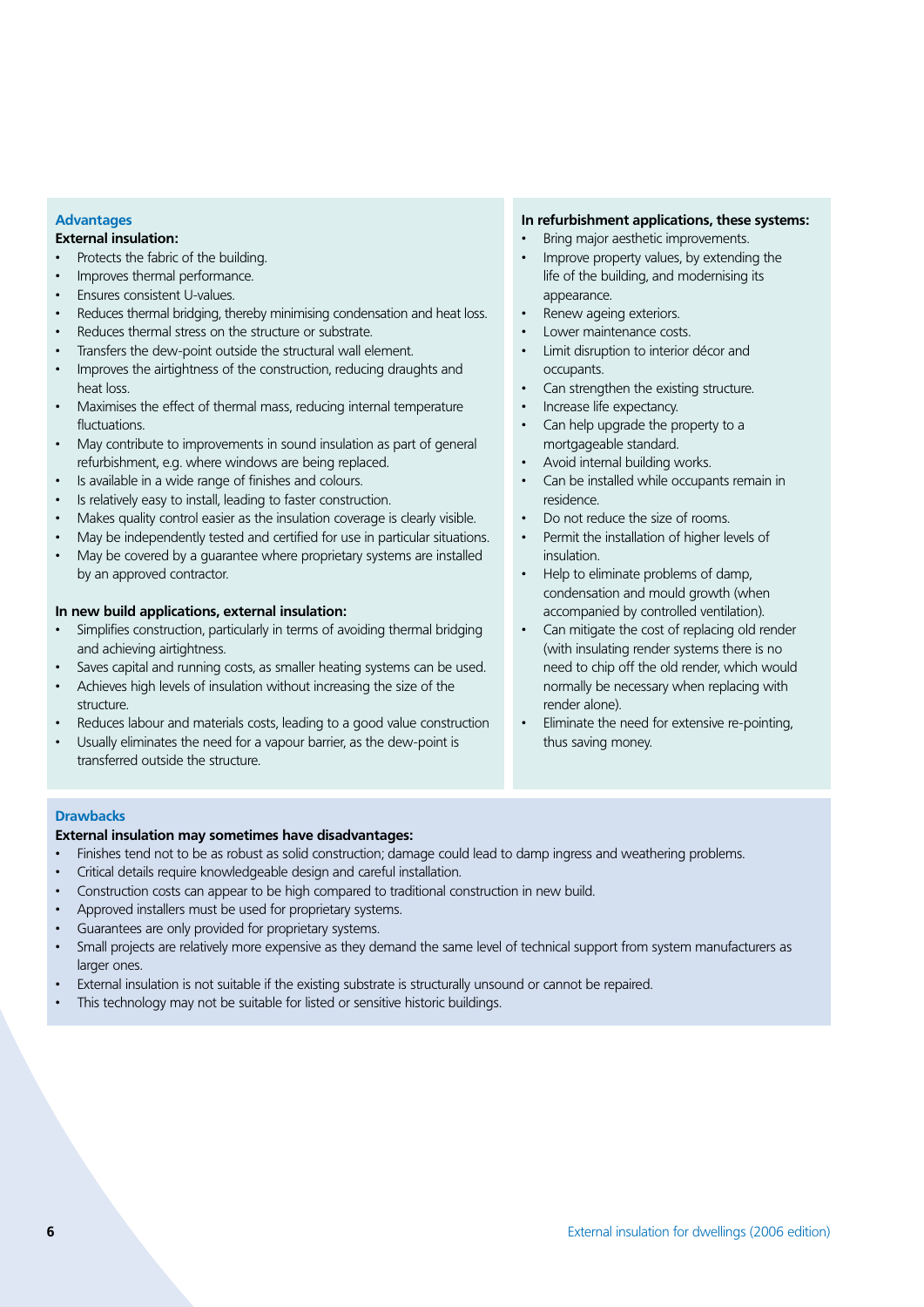## Advantages

**External insulation:**

- Protects the fabric of the building.
- Improves thermal performance.
- Ensures consistent U-values.
- Reduces thermal bridging, thereby minimising condensation and heat loss.
- Reduces thermal stress on the structure or substrate.
- Transfers the dew-point outside the structural wall element.
- Improves the airtightness of the construction, reducing draughts and heat loss.
- Maximises the effect of thermal mass, reducing internal temperature fluctuations.
- May contribute to improvements in sound insulation as part of general refurbishment, e.g. where windows are being replaced.
- Is available in a wide range of finishes and colours.
- Is relatively easy to install, leading to faster construction.
- Makes quality control easier as the insulation coverage is clearly visible.
- May be independently tested and certified for use in particular situations.
- May be covered by a guarantee where proprietary systems are installed by an approved contractor.

**In new build applications, external insulation:**

- Simplifies construction, particularly in terms of avoiding thermal bridging and achieving airtightness.
- Saves capital and running costs, as smaller heating systems can be used.
- Achieves high levels of insulation without increasing the size of the structure.
- Reduces labour and materials costs, leading to a good value construction
- Usually eliminates the need for a vapour barrier, as the dew-point is transferred outside the structure.

**In refurbishment applications, these systems:**

- Bring major aesthetic improvements.
- Improve property values, by extending the life of the building, and modernising its appearance.
- Renew ageing exteriors.
- Lower maintenance costs.
- Limit disruption to interior décor and occupants.
- Can strengthen the existing structure.
- Increase life expectancy.
- Can help upgrade the property to a mortgageable standard.
- Avoid internal building works.
- Can be installed while occupants remain in residence.
- Do not reduce the size of rooms.
- Permit the installation of higher levels of insulation.
- Help to eliminate problems of damp, condensation and mould growth (when accompanied by controlled ventilation).
- Can mitigate the cost of replacing old render (with insulating render systems there is no need to chip off the old render, which would normally be necessary when replacing with render alone).
- Eliminate the need for extensive re-pointing, thus saving money.

## Drawbacks

**External insulation may sometimes have disadvantages:**

- Finishes tend not to be as robust as solid construction; damage could lead to damp ingress and weathering problems.
- Critical details require knowledgeable design and careful installation.
- Construction costs can appear to be high compared to traditional construction in new build.
- Approved installers must be used for proprietary systems.
- Guarantees are only provided for proprietary systems.
- Small projects are relatively more expensive as they demand the same level of technical support from system manufacturers as larger ones.
- External insulation is not suitable if the existing substrate is structurally unsound or cannot be repaired.
- This technology may not be suitable for listed or sensitive historic buildings.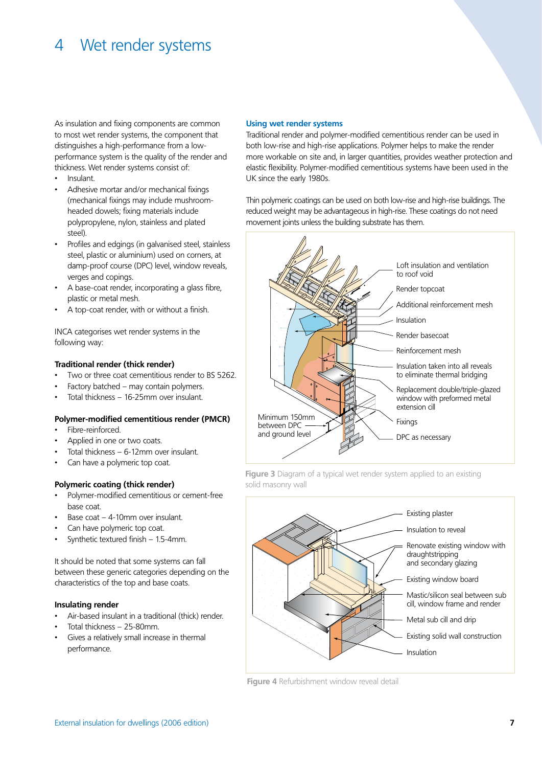# 4 Wet render systems

As insulation and fixing components are common to most wet render systems, the component that distinguishes a high-performance from a low-performance system is the quality of the render and thickness. Wet render systems consist of:

- Insulant.
- Adhesive mortar and/or mechanical fixings (mechanical fixings may include mushroom-headed dowels; fixing materials include polypropylene, nylon, stainless and plated steel).
- Profiles and edgings (in galvanised steel, stainless steel, plastic or aluminium) used on corners, at damp-proof course (DPC) level, window reveals, verges and copings.
- A base-coat render, incorporating a glass fibre, plastic or metal mesh.
- A top-coat render, with or without a finish.

INCA categorises wet render systems in the following way:

**Traditional render (thick render)**

- Two or three coat cementitious render to BS 5262.
- Factory batched – may contain polymers.
- Total thickness – 16-25mm over insulant.

**Polymer-modified cementitious render (PMCR)**

- Fibre-reinforced.
- Applied in one or two coats.
- Total thickness – 6-12mm over insulant.
- Can have a polymeric top coat.

**Polymeric coating (thick render)**

- Polymer-modified cementitious or cement-free base coat.
- Base coat – 4-10mm over insulant.
- Can have polymeric top coat.
- Synthetic textured finish – 1.5-4mm.

It should be noted that some systems can fall between these generic categories depending on the characteristics of the top and base coats.

**Insulating render**

- Air-based insulant in a traditional (thick) render.
- Total thickness – 25-80mm.
- Gives a relatively small increase in thermal performance.

## Using wet render systems

Traditional render and polymer-modified cementitious render can be used in both low-rise and high-rise applications. Polymer helps to make the render more workable on site and, in larger quantities, provides weather protection and elastic flexibility. Polymer-modified cementitious systems have been used in the UK since the early 1980s.

Thin polymeric coatings can be used on both low-rise and high-rise buildings. The reduced weight may be advantageous in high-rise. These coatings do not need movement joints unless the building substrate has them.

Loft insulation and ventilation to roof void
Render topcoat
Additional reinforcement mesh
Insulation
Render basecoat
Reinforcement mesh
Insulation taken into all reveals to eliminate thermal bridging
Replacement double/triple-glazed window with preformed metal extension cill
Fixings
DPC as necessary
Minimum 150mm between DPC and ground level

**Figure 3** Diagram of a typical wet render system applied to an existing solid masonry wall

Existing plaster
Insulation to reveal
Renovate existing window with draughtstripping and secondary glazing
Existing window board
Mastic/silicon seal between sub cill, window frame and render
Metal sub cill and drip
Existing solid wall construction
Insulation

**Figure 4** Refurbishment window reveal detail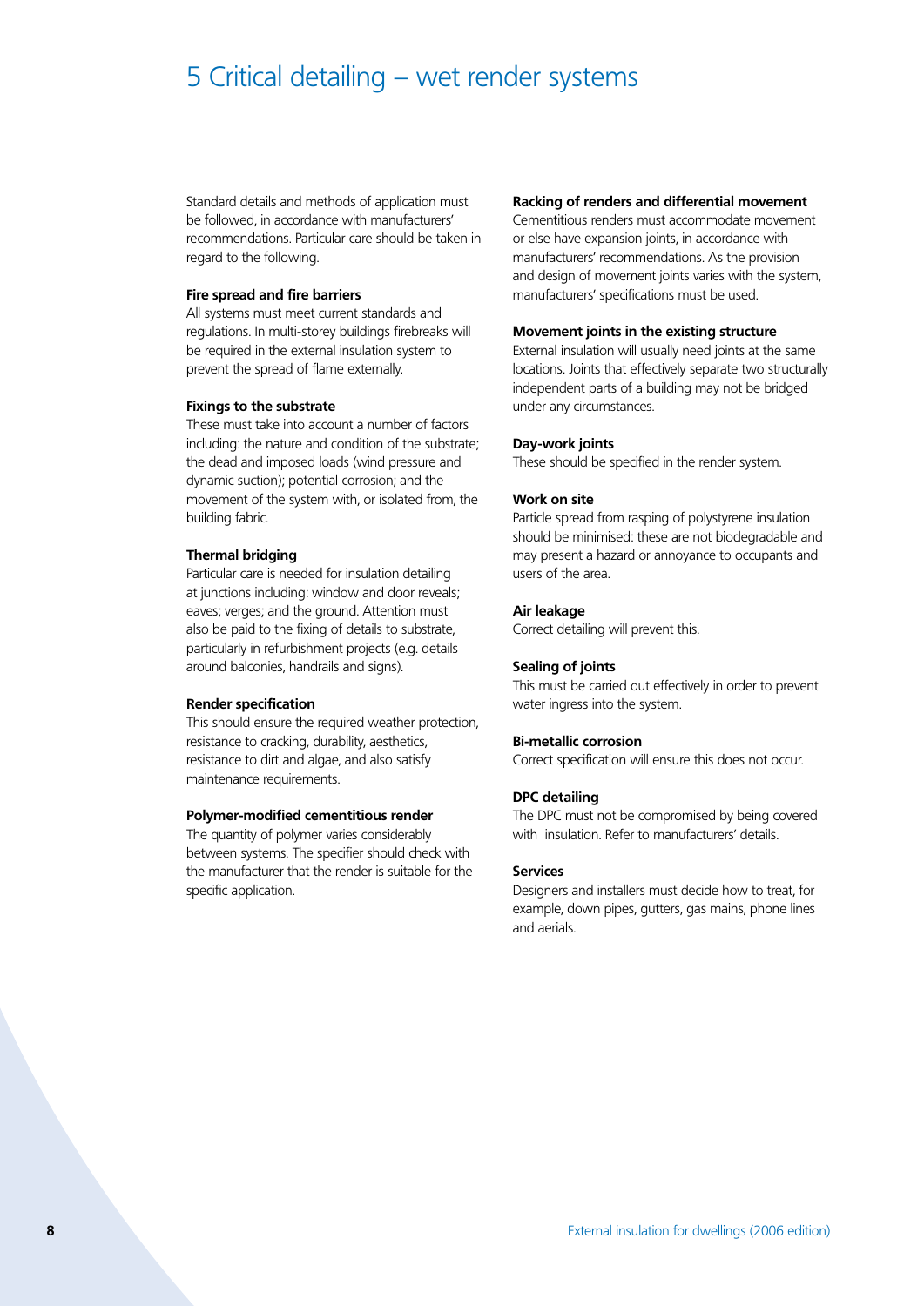# 5 Critical detailing – wet render systems

Standard details and methods of application must be followed, in accordance with manufacturers' recommendations. Particular care should be taken in regard to the following.

**Fire spread and fire barriers**

All systems must meet current standards and regulations. In multi-storey buildings firebreaks will be required in the external insulation system to prevent the spread of flame externally.

**Fixings to the substrate**

These must take into account a number of factors including: the nature and condition of the substrate; the dead and imposed loads (wind pressure and dynamic suction); potential corrosion; and the movement of the system with, or isolated from, the building fabric.

**Thermal bridging**

Particular care is needed for insulation detailing at junctions including: window and door reveals; eaves; verges; and the ground. Attention must also be paid to the fixing of details to substrate, particularly in refurbishment projects (e.g. details around balconies, handrails and signs).

**Render specification**

This should ensure the required weather protection, resistance to cracking, durability, aesthetics, resistance to dirt and algae, and also satisfy maintenance requirements.

**Polymer-modified cementitious render**

The quantity of polymer varies considerably between systems. The specifier should check with the manufacturer that the render is suitable for the specific application.

**Racking of renders and differential movement**

Cementitious renders must accommodate movement or else have expansion joints, in accordance with manufacturers' recommendations. As the provision and design of movement joints varies with the system, manufacturers' specifications must be used.

**Movement joints in the existing structure**

External insulation will usually need joints at the same locations. Joints that effectively separate two structurally independent parts of a building may not be bridged under any circumstances.

**Day-work joints**

These should be specified in the render system.

**Work on site**

Particle spread from rasping of polystyrene insulation should be minimised: these are not biodegradable and may present a hazard or annoyance to occupants and users of the area.

**Air leakage**

Correct detailing will prevent this.

**Sealing of joints**

This must be carried out effectively in order to prevent water ingress into the system.

**Bi-metallic corrosion**

Correct specification will ensure this does not occur.

**DPC detailing**

The DPC must not be compromised by being covered with insulation. Refer to manufacturers' details.

**Services**

Designers and installers must decide how to treat, for example, down pipes, gutters, gas mains, phone lines and aerials.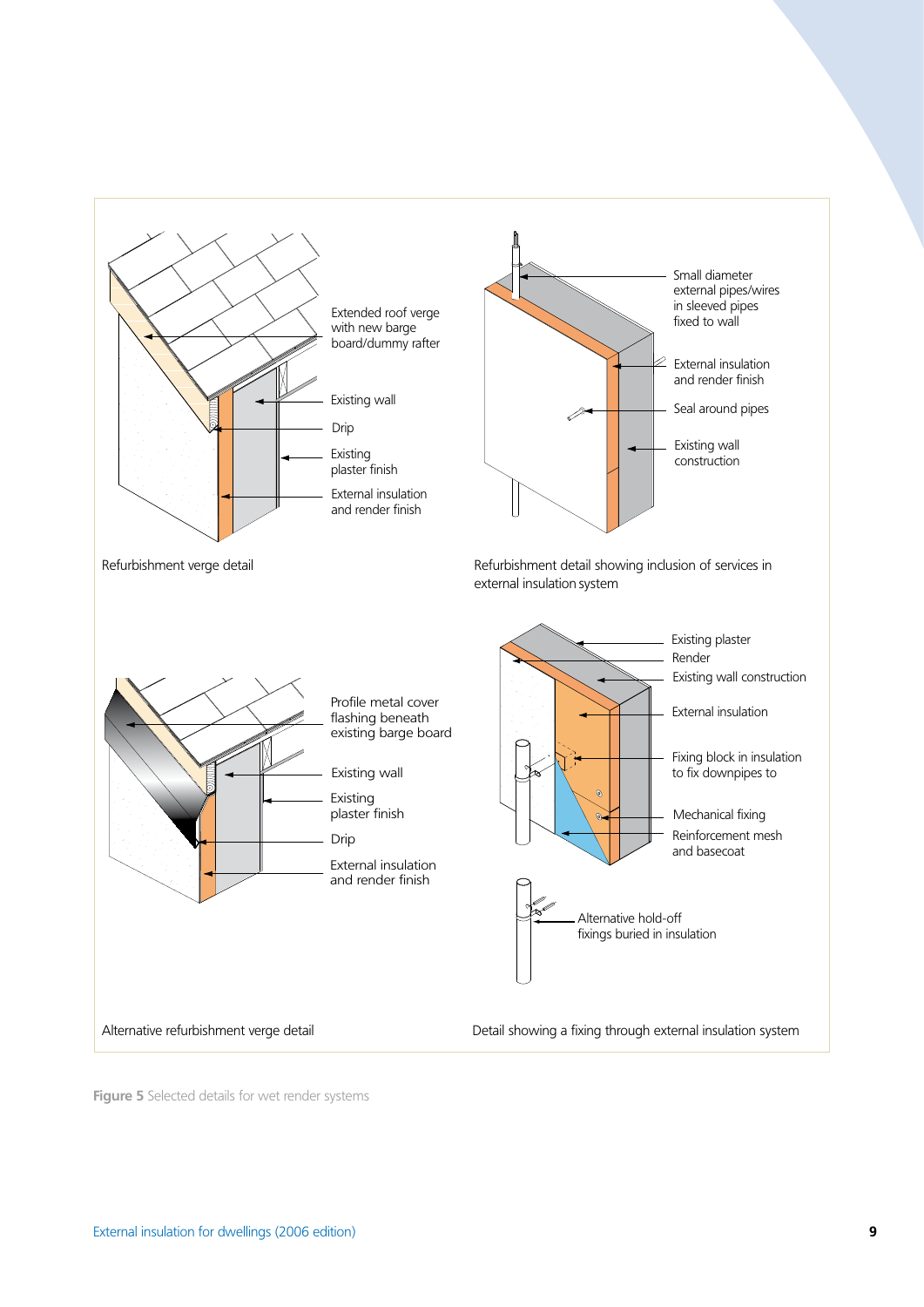Extended roof verge with new barge board/dummy rafter

Existing wall

Drip

Existing plaster finish

External insulation and render finish

Refurbishment verge detail

Small diameter external pipes/wires in sleeved pipes fixed to wall

External insulation and render finish

Seal around pipes

Existing wall construction

Refurbishment detail showing inclusion of services in external insulation system

Profile metal cover flashing beneath existing barge board

Existing wall

Existing plaster finish

Drip

External insulation and render finish

Alternative refurbishment verge detail

Existing plaster

Render

Existing wall construction

External insulation

Fixing block in insulation to fix downpipes to

Mechanical fixing

Reinforcement mesh and basecoat

Alternative hold-off fixings buried in insulation

Detail showing a fixing through external insulation system

**Figure 5** Selected details for wet render systems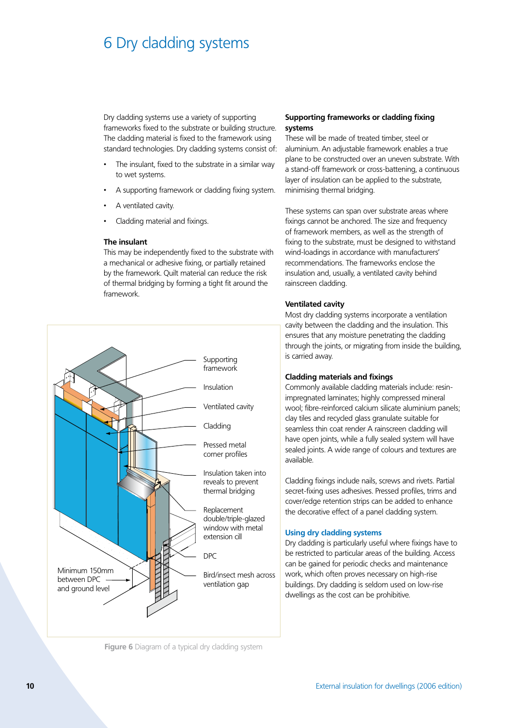# 6 Dry cladding systems

Dry cladding systems use a variety of supporting frameworks fixed to the substrate or building structure. The cladding material is fixed to the framework using standard technologies. Dry cladding systems consist of:

- The insulant, fixed to the substrate in a similar way to wet systems.
- A supporting framework or cladding fixing system.
- A ventilated cavity.
- Cladding material and fixings.

### The insulant

This may be independently fixed to the substrate with a mechanical or adhesive fixing, or partially retained by the framework. Quilt material can reduce the risk of thermal bridging by forming a tight fit around the framework.

Supporting framework

Insulation

Ventilated cavity

Cladding

Pressed metal corner profiles

Insulation taken into reveals to prevent thermal bridging

Replacement double/triple-glazed window with metal extension cill

DPC

Bird/insect mesh across ventilation gap

Minimum 150mm between DPC and ground level

**Figure 6** Diagram of a typical dry cladding system

### Supporting frameworks or cladding fixing systems

These will be made of treated timber, steel or aluminium. An adjustable framework enables a true plane to be constructed over an uneven substrate. With a stand-off framework or cross-battening, a continuous layer of insulation can be applied to the substrate, minimising thermal bridging.

These systems can span over substrate areas where fixings cannot be anchored. The size and frequency of framework members, as well as the strength of fixing to the substrate, must be designed to withstand wind-loadings in accordance with manufacturers' recommendations. The frameworks enclose the insulation and, usually, a ventilated cavity behind rainscreen cladding.

### Ventilated cavity

Most dry cladding systems incorporate a ventilation cavity between the cladding and the insulation. This ensures that any moisture penetrating the cladding through the joints, or migrating from inside the building, is carried away.

### Cladding materials and fixings

Commonly available cladding materials include: resin-impregnated laminates; highly compressed mineral wool; fibre-reinforced calcium silicate aluminium panels; clay tiles and recycled glass granulate suitable for seamless thin coat render A rainscreen cladding will have open joints, while a fully sealed system will have sealed joints. A wide range of colours and textures are available.

Cladding fixings include nails, screws and rivets. Partial secret-fixing uses adhesives. Pressed profiles, trims and cover/edge retention strips can be added to enhance the decorative effect of a panel cladding system.

## Using dry cladding systems

Dry cladding is particularly useful where fixings have to be restricted to particular areas of the building. Access can be gained for periodic checks and maintenance work, which often proves necessary on high-rise buildings. Dry cladding is seldom used on low-rise dwellings as the cost can be prohibitive.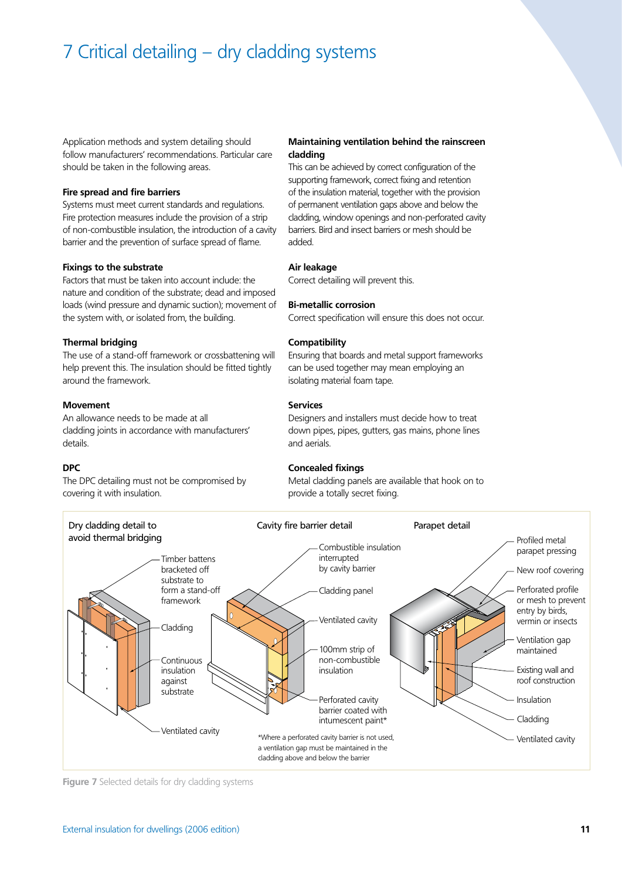# 7 Critical detailing – dry cladding systems

Application methods and system detailing should follow manufacturers' recommendations. Particular care should be taken in the following areas.

### Fire spread and fire barriers

Systems must meet current standards and regulations. Fire protection measures include the provision of a strip of non-combustible insulation, the introduction of a cavity barrier and the prevention of surface spread of flame.

### Fixings to the substrate

Factors that must be taken into account include: the nature and condition of the substrate; dead and imposed loads (wind pressure and dynamic suction); movement of the system with, or isolated from, the building.

### Thermal bridging

The use of a stand-off framework or crossbattening will help prevent this. The insulation should be fitted tightly around the framework.

### Movement

An allowance needs to be made at all cladding joints in accordance with manufacturers' details.

### DPC

The DPC detailing must not be compromised by covering it with insulation.

### Maintaining ventilation behind the rainscreen cladding

This can be achieved by correct configuration of the supporting framework, correct fixing and retention of the insulation material, together with the provision of permanent ventilation gaps above and below the cladding, window openings and non-perforated cavity barriers. Bird and insect barriers or mesh should be added.

### Air leakage

Correct detailing will prevent this.

### Bi-metallic corrosion

Correct specification will ensure this does not occur.

### Compatibility

Ensuring that boards and metal support frameworks can be used together may mean employing an isolating material foam tape.

### Services

Designers and installers must decide how to treat down pipes, pipes, gutters, gas mains, phone lines and aerials.

### Concealed fixings

Metal cladding panels are available that hook on to provide a totally secret fixing.

Dry cladding detail to avoid thermal bridging: Timber battens bracketed off substrate to form a stand-off framework; Cladding; Continuous insulation against substrate; Ventilated cavity

Cavity fire barrier detail: Combustible insulation interrupted by cavity barrier; Cladding panel; Ventilated cavity; 100mm strip of non-combustible insulation; Perforated cavity barrier coated with intumescent paint*

*Where a perforated cavity barrier is not used, a ventilation gap must be maintained in the cladding above and below the barrier

Parapet detail: Profiled metal parapet pressing; New roof covering; Perforated profile or mesh to prevent entry by birds, vermin or insects; Ventilation gap maintained; Existing wall and roof construction; Insulation; Cladding; Ventilated cavity

**Figure 7** Selected details for dry cladding systems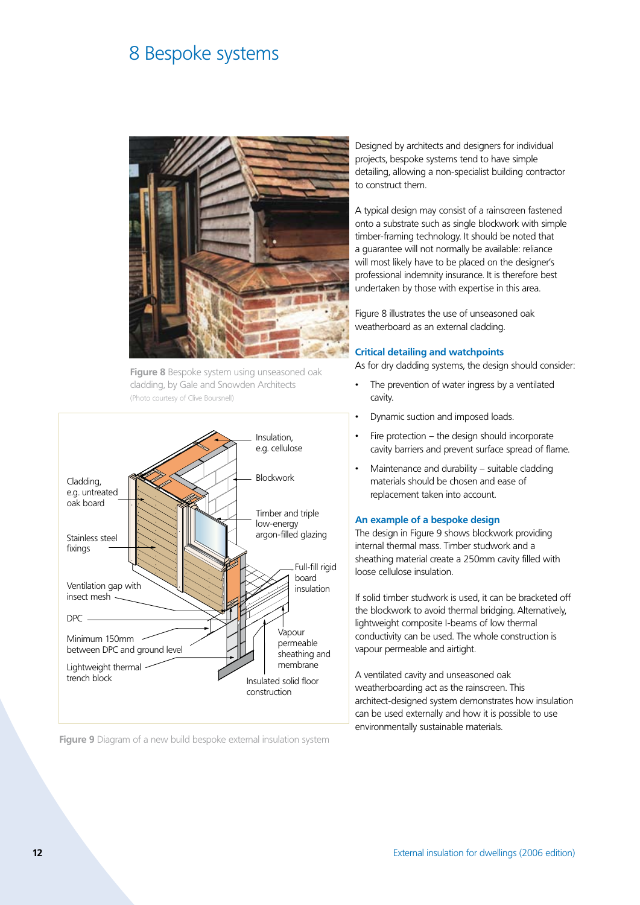# 8 Bespoke systems

**Figure 8** Bespoke system using unseasoned oak cladding, by Gale and Snowden Architects
(Photo courtesy of Clive Boursnell)

Insulation, e.g. cellulose

Cladding, e.g. untreated oak board

Blockwork

Timber and triple low-energy argon-filled glazing

Stainless steel fixings

Full-fill rigid board insulation

Ventilation gap with insect mesh

DPC

Minimum 150mm between DPC and ground level

Vapour permeable sheathing and membrane

Lightweight thermal trench block

Insulated solid floor construction

**Figure 9** Diagram of a new build bespoke external insulation system

Designed by architects and designers for individual projects, bespoke systems tend to have simple detailing, allowing a non-specialist building contractor to construct them.

A typical design may consist of a rainscreen fastened onto a substrate such as single blockwork with simple timber-framing technology. It should be noted that a guarantee will not normally be available: reliance will most likely have to be placed on the designer's professional indemnity insurance. It is therefore best undertaken by those with expertise in this area.

Figure 8 illustrates the use of unseasoned oak weatherboard as an external cladding.

### Critical detailing and watchpoints

As for dry cladding systems, the design should consider:

- The prevention of water ingress by a ventilated cavity.
- Dynamic suction and imposed loads.
- Fire protection – the design should incorporate cavity barriers and prevent surface spread of flame.
- Maintenance and durability – suitable cladding materials should be chosen and ease of replacement taken into account.

### An example of a bespoke design

The design in Figure 9 shows blockwork providing internal thermal mass. Timber studwork and a sheathing material create a 250mm cavity filled with loose cellulose insulation.

If solid timber studwork is used, it can be bracketed off the blockwork to avoid thermal bridging. Alternatively, lightweight composite I-beams of low thermal conductivity can be used. The whole construction is vapour permeable and airtight.

A ventilated cavity and unseasoned oak weatherboarding act as the rainscreen. This architect-designed system demonstrates how insulation can be used externally and how it is possible to use environmentally sustainable materials.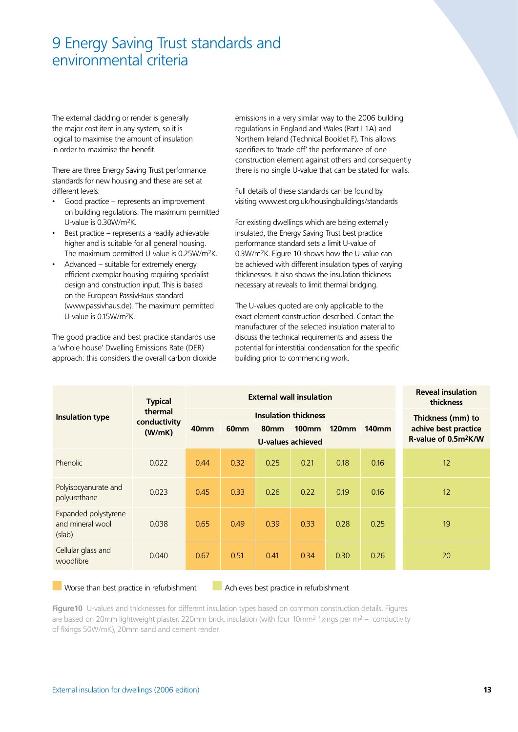# 9 Energy Saving Trust standards and environmental criteria

The external cladding or render is generally the major cost item in any system, so it is logical to maximise the amount of insulation in order to maximise the benefit.

There are three Energy Saving Trust performance standards for new housing and these are set at different levels:

- Good practice – represents an improvement on building regulations. The maximum permitted U-value is 0.30W/m$^2$K.
- Best practice – represents a readily achievable higher and is suitable for all general housing. The maximum permitted U-value is 0.25W/m$^2$K.
- Advanced – suitable for extremely energy efficient exemplar housing requiring specialist design and construction input. This is based on the European PassivHaus standard (www.passivhaus.de). The maximum permitted U-value is 0.15W/m$^2$K.

The good practice and best practice standards use a 'whole house' Dwelling Emissions Rate (DER) approach: this considers the overall carbon dioxide emissions in a very similar way to the 2006 building regulations in England and Wales (Part L1A) and Northern Ireland (Technical Booklet F). This allows specifiers to 'trade off' the performance of one construction element against others and consequently there is no single U-value that can be stated for walls.

Full details of these standards can be found by visiting www.est.org.uk/housingbuildings/standards

For existing dwellings which are being externally insulated, the Energy Saving Trust best practice performance standard sets a limit U-value of 0.3W/m$^2$K. Figure 10 shows how the U-value can be achieved with different insulation types of varying thicknesses. It also shows the insulation thickness necessary at reveals to limit thermal bridging.

The U-values quoted are only applicable to the exact element construction described. Contact the manufacturer of the selected insulation material to discuss the technical requirements and assess the potential for interstitial condensation for the specific building prior to commencing work.

| Insulation type | Typical thermal conductivity (W/mK) | External wall insulation | | | | | | Reveal insulation thickness |
|---|---|---|---|---|---|---|---|---|
| | | Insulation thickness | | | | | | Thickness (mm) to achive best practice R-value of 0.5m$^2$K/W |
| | | 40mm | 60mm | 80mm | 100mm | 120mm | 140mm | |
| | | U-values achieved | | | | | | |
| Phenolic | 0.022 | 0.44 | 0.32 | 0.25 | 0.21 | 0.18 | 0.16 | 12 |
| Polyisocyanurate and polyurethane | 0.023 | 0.45 | 0.33 | 0.26 | 0.22 | 0.19 | 0.16 | 12 |
| Expanded polystyrene and mineral wool (slab) | 0.038 | 0.65 | 0.49 | 0.39 | 0.33 | 0.28 | 0.25 | 19 |
| Cellular glass and woodfibre | 0.040 | 0.67 | 0.51 | 0.41 | 0.34 | 0.30 | 0.26 | 20 |

Worse than best practice in refurbishment (0.44, 0.32, 0.45, 0.33, 0.65, 0.49, 0.39, 0.33, 0.67, 0.51, 0.41, 0.34) — Achieves best practice in refurbishment (all other U-values and all reveal thicknesses)

**Figure10** U-values and thicknesses for different insulation types based on common construction details. Figures are based on 20mm lightweight plaster, 220mm brick, insulation (with four 10mm$^2$ fixings per m$^2$ – conductivity of fixings 50W/mK), 20mm sand and cement render.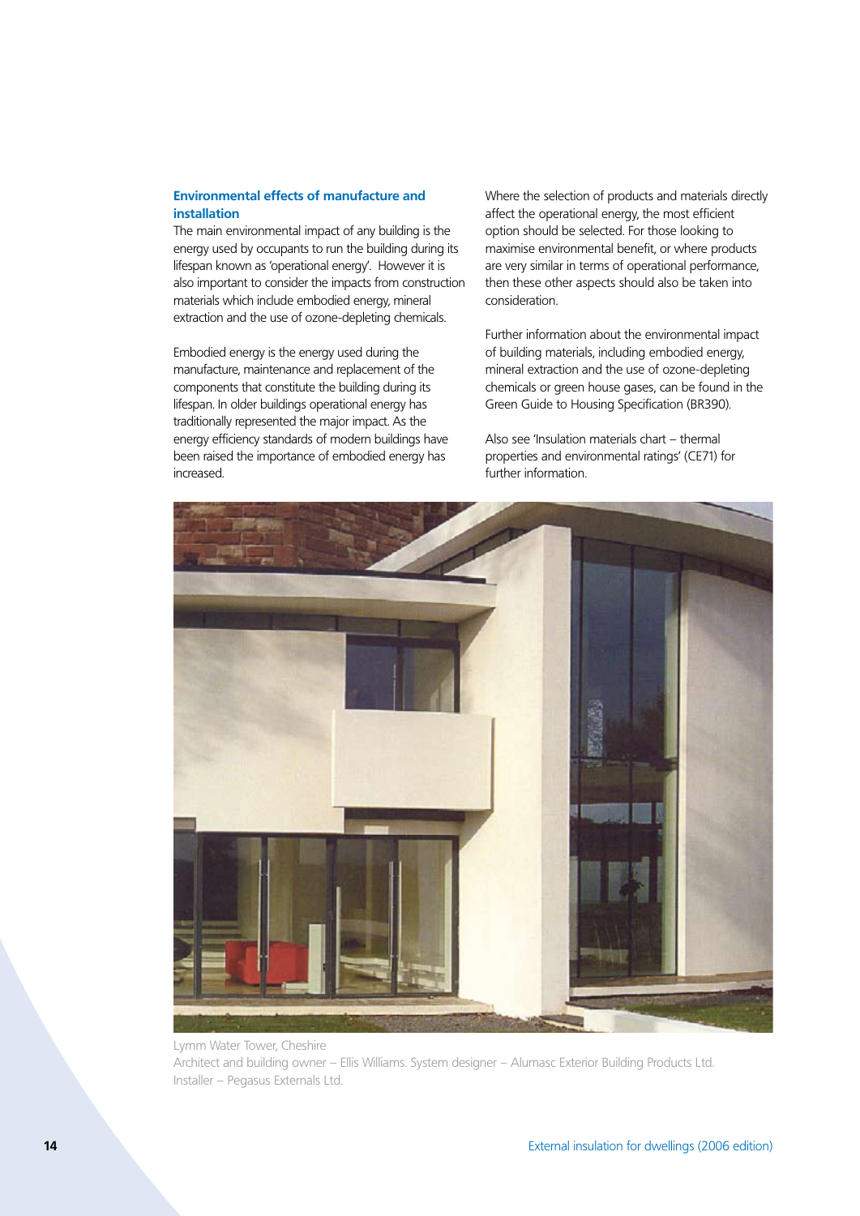## Environmental effects of manufacture and installation

The main environmental impact of any building is the energy used by occupants to run the building during its lifespan known as 'operational energy'. However it is also important to consider the impacts from construction materials which include embodied energy, mineral extraction and the use of ozone-depleting chemicals.

Embodied energy is the energy used during the manufacture, maintenance and replacement of the components that constitute the building during its lifespan. In older buildings operational energy has traditionally represented the major impact. As the energy efficiency standards of modern buildings have been raised the importance of embodied energy has increased.

Where the selection of products and materials directly affect the operational energy, the most efficient option should be selected. For those looking to maximise environmental benefit, or where products are very similar in terms of operational performance, then these other aspects should also be taken into consideration.

Further information about the environmental impact of building materials, including embodied energy, mineral extraction and the use of ozone-depleting chemicals or green house gases, can be found in the Green Guide to Housing Specification (BR390).

Also see 'Insulation materials chart – thermal properties and environmental ratings' (CE71) for further information.

Lymm Water Tower, Cheshire
Architect and building owner – Ellis Williams. System designer – Alumasc Exterior Building Products Ltd.
Installer – Pegasus Externals Ltd.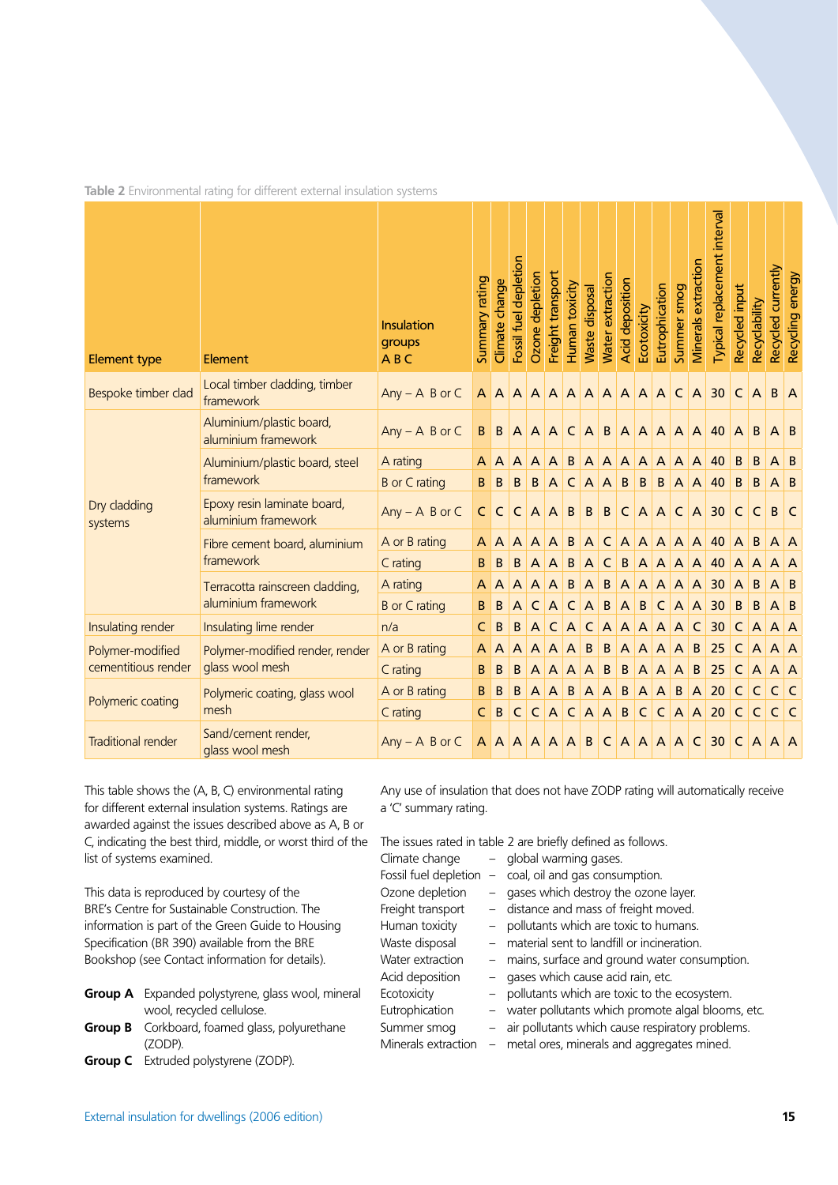**Table 2** Environmental rating for different external insulation systems

| Element type | Element | Insulation groups A B C | Summary rating | Climate change | Fossil fuel depletion | Ozone depletion | Freight transport | Human toxicity | Waste disposal | Water extraction | Acid deposition | Ecotoxicity | Eutrophication | Summer smog | Minerals extraction | Typical replacement interval | Recycled input | Recyclability | Recycled currently | Recycling energy |
|---|---|---|---|---|---|---|---|---|---|---|---|---|---|---|---|---|---|---|---|---|
| Bespoke timber clad | Local timber cladding, timber framework | Any – A B or C | A | A | A | A | A | A | A | A | A | A | A | C | A | 30 | C | A | B | A |
| Dry cladding systems | Aluminium/plastic board, aluminium framework | Any – A B or C | B | B | A | A | A | C | A | B | A | A | A | A | A | 40 | A | B | A | B |
| | Aluminium/plastic board, steel framework | A rating | A | A | A | A | A | B | A | A | A | A | A | A | A | 40 | B | B | A | B |
| | | B or C rating | B | B | B | B | A | C | A | A | B | B | B | A | A | 40 | B | B | A | B |
| | Epoxy resin laminate board, aluminium framework | Any – A B or C | C | C | C | A | A | B | B | B | C | A | A | C | A | 30 | C | C | B | C |
| | Fibre cement board, aluminium framework | A or B rating | A | A | A | A | A | B | A | C | A | A | A | A | A | 40 | A | B | A | A |
| | | C rating | B | B | B | A | A | B | A | C | B | A | A | A | A | 40 | A | A | A | A |
| | Terracotta rainscreen cladding, aluminium framework | A rating | A | A | A | A | A | B | A | B | A | A | A | A | A | 30 | A | B | A | B |
| | | B or C rating | B | B | A | C | A | C | A | B | A | B | C | A | A | 30 | B | B | A | B |
| Insulating render | Insulating lime render | n/a | C | B | B | A | C | A | C | A | A | A | A | A | C | 30 | C | A | A | A |
| Polymer-modified cementitious render | Polymer-modified render, render glass wool mesh | A or B rating | A | A | A | A | A | A | B | B | A | A | A | A | B | 25 | C | A | A | A |
| | | C rating | B | B | B | A | A | A | A | B | B | A | A | A | B | 25 | C | A | A | A |
| Polymeric coating | Polymeric coating, glass wool mesh | A or B rating | B | B | B | A | A | B | A | A | B | A | A | B | A | 20 | C | C | C | C |
| | | C rating | C | B | C | C | A | C | A | A | B | C | C | A | A | 20 | C | C | C | C |
| Traditional render | Sand/cement render, glass wool mesh | Any – A B or C | A | A | A | A | A | A | B | C | A | A | A | A | C | 30 | C | A | A | A |

This table shows the (A, B, C) environmental rating for different external insulation systems. Ratings are awarded against the issues described above as A, B or C, indicating the best third, middle, or worst third of the list of systems examined.

This data is reproduced by courtesy of the BRE's Centre for Sustainable Construction. The information is part of the Green Guide to Housing Specification (BR 390) available from the BRE Bookshop (see Contact information for details).

**Group A** Expanded polystyrene, glass wool, mineral wool, recycled cellulose.
**Group B** Corkboard, foamed glass, polyurethane (ZODP).
**Group C** Extruded polystyrene (ZODP).

Any use of insulation that does not have ZODP rating will automatically receive a 'C' summary rating.

The issues rated in table 2 are briefly defined as follows.

- Climate change – global warming gases.
- Fossil fuel depletion – coal, oil and gas consumption.
- Ozone depletion – gases which destroy the ozone layer.
- Freight transport – distance and mass of freight moved.
- Human toxicity – pollutants which are toxic to humans.
- Waste disposal – material sent to landfill or incineration.
- Water extraction – mains, surface and ground water consumption.
- Acid deposition – gases which cause acid rain, etc.
- Ecotoxicity – pollutants which are toxic to the ecosystem.
- Eutrophication – water pollutants which promote algal blooms, etc.
- Summer smog – air pollutants which cause respiratory problems.
- Minerals extraction – metal ores, minerals and aggregates mined.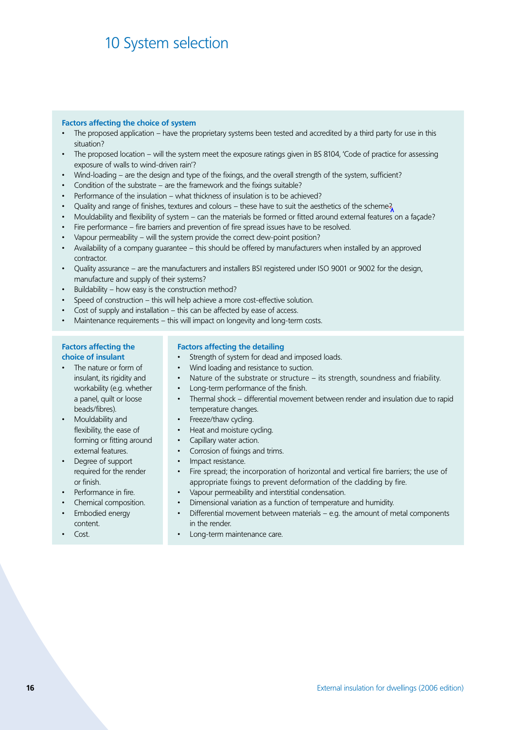# 10 System selection

### Factors affecting the choice of system

- The proposed application – have the proprietary systems been tested and accredited by a third party for use in this situation?
- The proposed location – will the system meet the exposure ratings given in BS 8104, 'Code of practice for assessing exposure of walls to wind-driven rain'?
- Wind-loading – are the design and type of the fixings, and the overall strength of the system, sufficient?
- Condition of the substrate – are the framework and the fixings suitable?
- Performance of the insulation – what thickness of insulation is to be achieved?
- Quality and range of finishes, textures and colours – these have to suit the aesthetics of the scheme?
- Mouldability and flexibility of system – can the materials be formed or fitted around external features on a façade?
- Fire performance – fire barriers and prevention of fire spread issues have to be resolved.
- Vapour permeability – will the system provide the correct dew-point position?
- Availability of a company guarantee – this should be offered by manufacturers when installed by an approved contractor.
- Quality assurance – are the manufacturers and installers BSI registered under ISO 9001 or 9002 for the design, manufacture and supply of their systems?
- Buildability – how easy is the construction method?
- Speed of construction – this will help achieve a more cost-effective solution.
- Cost of supply and installation – this can be affected by ease of access.
- Maintenance requirements – this will impact on longevity and long-term costs.

### Factors affecting the choice of insulant

- The nature or form of insulant, its rigidity and workability (e.g. whether a panel, quilt or loose beads/fibres).
- Mouldability and flexibility, the ease of forming or fitting around external features.
- Degree of support required for the render or finish.
- Performance in fire.
- Chemical composition.
- Embodied energy content.
- Cost.

### Factors affecting the detailing

- Strength of system for dead and imposed loads.
- Wind loading and resistance to suction.
- Nature of the substrate or structure – its strength, soundness and friability.
- Long-term performance of the finish.
- Thermal shock – differential movement between render and insulation due to rapid temperature changes.
- Freeze/thaw cycling.
- Heat and moisture cycling.
- Capillary water action.
- Corrosion of fixings and trims.
- Impact resistance.
- Fire spread; the incorporation of horizontal and vertical fire barriers; the use of appropriate fixings to prevent deformation of the cladding by fire.
- Vapour permeability and interstitial condensation.
- Dimensional variation as a function of temperature and humidity.
- Differential movement between materials – e.g. the amount of metal components in the render.
- Long-term maintenance care.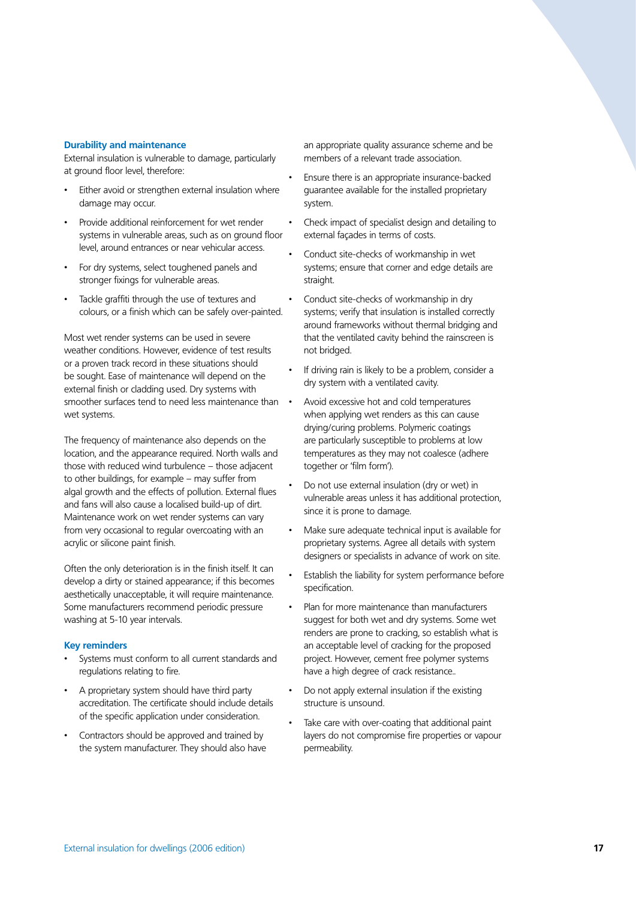## Durability and maintenance

External insulation is vulnerable to damage, particularly at ground floor level, therefore:

- Either avoid or strengthen external insulation where damage may occur.
- Provide additional reinforcement for wet render systems in vulnerable areas, such as on ground floor level, around entrances or near vehicular access.
- For dry systems, select toughened panels and stronger fixings for vulnerable areas.
- Tackle graffiti through the use of textures and colours, or a finish which can be safely over-painted.

Most wet render systems can be used in severe weather conditions. However, evidence of test results or a proven track record in these situations should be sought. Ease of maintenance will depend on the external finish or cladding used. Dry systems with smoother surfaces tend to need less maintenance than wet systems.

The frequency of maintenance also depends on the location, and the appearance required. North walls and those with reduced wind turbulence – those adjacent to other buildings, for example – may suffer from algal growth and the effects of pollution. External flues and fans will also cause a localised build-up of dirt. Maintenance work on wet render systems can vary from very occasional to regular overcoating with an acrylic or silicone paint finish.

Often the only deterioration is in the finish itself. It can develop a dirty or stained appearance; if this becomes aesthetically unacceptable, it will require maintenance. Some manufacturers recommend periodic pressure washing at 5-10 year intervals.

## Key reminders

- Systems must conform to all current standards and regulations relating to fire.
- A proprietary system should have third party accreditation. The certificate should include details of the specific application under consideration.
- Contractors should be approved and trained by the system manufacturer. They should also have an appropriate quality assurance scheme and be members of a relevant trade association.
- Ensure there is an appropriate insurance-backed guarantee available for the installed proprietary system.
- Check impact of specialist design and detailing to external façades in terms of costs.
- Conduct site-checks of workmanship in wet systems; ensure that corner and edge details are straight.
- Conduct site-checks of workmanship in dry systems; verify that insulation is installed correctly around frameworks without thermal bridging and that the ventilated cavity behind the rainscreen is not bridged.
- If driving rain is likely to be a problem, consider a dry system with a ventilated cavity.
- Avoid excessive hot and cold temperatures when applying wet renders as this can cause drying/curing problems. Polymeric coatings are particularly susceptible to problems at low temperatures as they may not coalesce (adhere together or 'film form').
- Do not use external insulation (dry or wet) in vulnerable areas unless it has additional protection, since it is prone to damage.
- Make sure adequate technical input is available for proprietary systems. Agree all details with system designers or specialists in advance of work on site.
- Establish the liability for system performance before specification.
- Plan for more maintenance than manufacturers suggest for both wet and dry systems. Some wet renders are prone to cracking, so establish what is an acceptable level of cracking for the proposed project. However, cement free polymer systems have a high degree of crack resistance..
- Do not apply external insulation if the existing structure is unsound.
- Take care with over-coating that additional paint layers do not compromise fire properties or vapour permeability.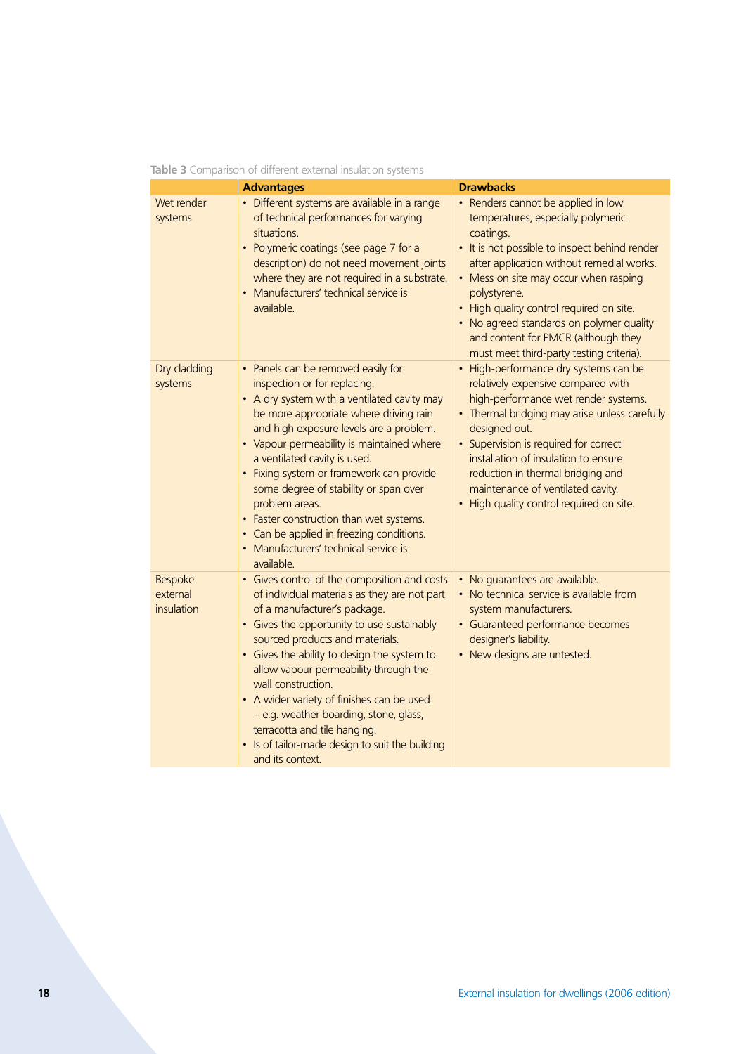**Table 3** Comparison of different external insulation systems

| | **Advantages** | **Drawbacks** |
|---|---|---|
| Wet render systems | • Different systems are available in a range of technical performances for varying situations.<br>• Polymeric coatings (see page 7 for a description) do not need movement joints where they are not required in a substrate.<br>• Manufacturers' technical service is available. | • Renders cannot be applied in low temperatures, especially polymeric coatings.<br>• It is not possible to inspect behind render after application without remedial works.<br>• Mess on site may occur when rasping polystyrene.<br>• High quality control required on site.<br>• No agreed standards on polymer quality and content for PMCR (although they must meet third-party testing criteria). |
| Dry cladding systems | • Panels can be removed easily for inspection or for replacing.<br>• A dry system with a ventilated cavity may be more appropriate where driving rain and high exposure levels are a problem.<br>• Vapour permeability is maintained where a ventilated cavity is used.<br>• Fixing system or framework can provide some degree of stability or span over problem areas.<br>• Faster construction than wet systems.<br>• Can be applied in freezing conditions.<br>• Manufacturers' technical service is available. | • High-performance dry systems can be relatively expensive compared with high-performance wet render systems.<br>• Thermal bridging may arise unless carefully designed out.<br>• Supervision is required for correct installation of insulation to ensure reduction in thermal bridging and maintenance of ventilated cavity.<br>• High quality control required on site. |
| Bespoke external insulation | • Gives control of the composition and costs of individual materials as they are not part of a manufacturer's package.<br>• Gives the opportunity to use sustainably sourced products and materials.<br>• Gives the ability to design the system to allow vapour permeability through the wall construction.<br>• A wider variety of finishes can be used – e.g. weather boarding, stone, glass, terracotta and tile hanging.<br>• Is of tailor-made design to suit the building and its context. | • No guarantees are available.<br>• No technical service is available from system manufacturers.<br>• Guaranteed performance becomes designer's liability.<br>• New designs are untested. |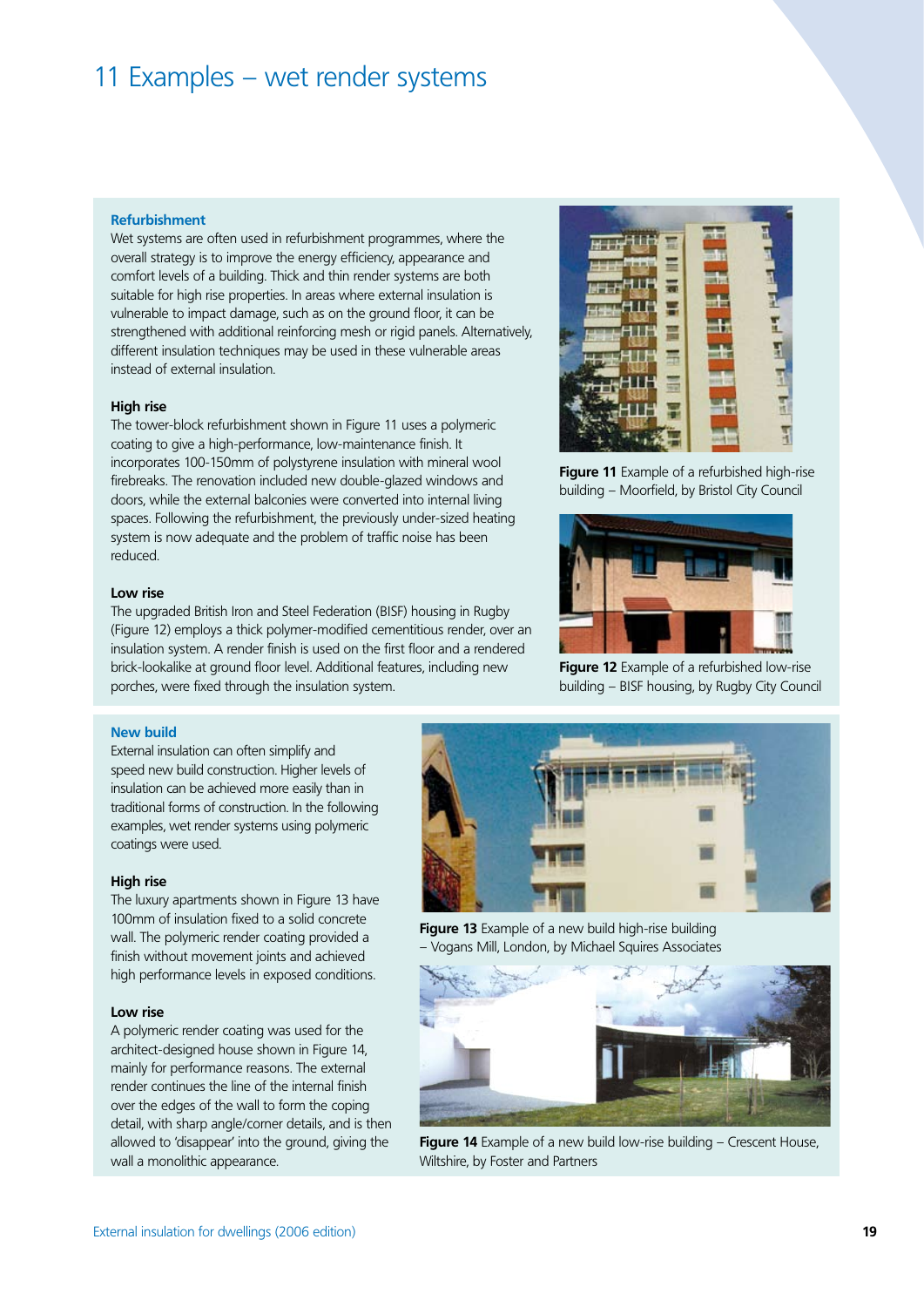# 11 Examples – wet render systems

## Refurbishment

Wet systems are often used in refurbishment programmes, where the overall strategy is to improve the energy efficiency, appearance and comfort levels of a building. Thick and thin render systems are both suitable for high rise properties. In areas where external insulation is vulnerable to impact damage, such as on the ground floor, it can be strengthened with additional reinforcing mesh or rigid panels. Alternatively, different insulation techniques may be used in these vulnerable areas instead of external insulation.

### High rise

The tower-block refurbishment shown in Figure 11 uses a polymeric coating to give a high-performance, low-maintenance finish. It incorporates 100-150mm of polystyrene insulation with mineral wool firebreaks. The renovation included new double-glazed windows and doors, while the external balconies were converted into internal living spaces. Following the refurbishment, the previously under-sized heating system is now adequate and the problem of traffic noise has been reduced.

**Figure 11** Example of a refurbished high-rise building – Moorfield, by Bristol City Council

### Low rise

The upgraded British Iron and Steel Federation (BISF) housing in Rugby (Figure 12) employs a thick polymer-modified cementitious render, over an insulation system. A render finish is used on the first floor and a rendered brick-lookalike at ground floor level. Additional features, including new porches, were fixed through the insulation system.

**Figure 12** Example of a refurbished low-rise building – BISF housing, by Rugby City Council

## New build

External insulation can often simplify and speed new build construction. Higher levels of insulation can be achieved more easily than in traditional forms of construction. In the following examples, wet render systems using polymeric coatings were used.

### High rise

The luxury apartments shown in Figure 13 have 100mm of insulation fixed to a solid concrete wall. The polymeric render coating provided a finish without movement joints and achieved high performance levels in exposed conditions.

**Figure 13** Example of a new build high-rise building – Vogans Mill, London, by Michael Squires Associates

### Low rise

A polymeric render coating was used for the architect-designed house shown in Figure 14, mainly for performance reasons. The external render continues the line of the internal finish over the edges of the wall to form the coping detail, with sharp angle/corner details, and is then allowed to 'disappear' into the ground, giving the wall a monolithic appearance.

**Figure 14** Example of a new build low-rise building – Crescent House, Wiltshire, by Foster and Partners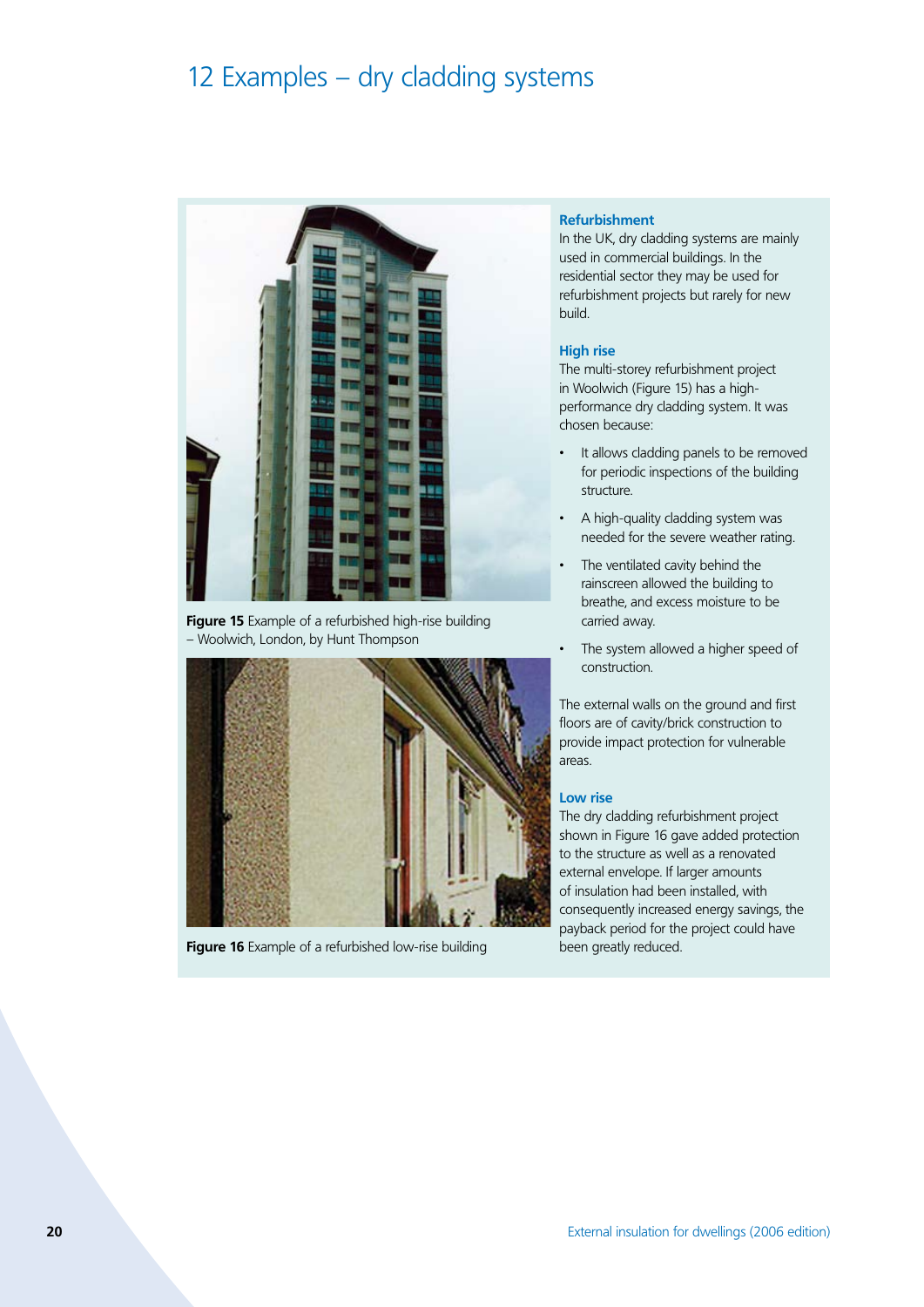# 12 Examples – dry cladding systems

**Figure 15** Example of a refurbished high-rise building – Woolwich, London, by Hunt Thompson

**Figure 16** Example of a refurbished low-rise building

### Refurbishment

In the UK, dry cladding systems are mainly used in commercial buildings. In the residential sector they may be used for refurbishment projects but rarely for new build.

### High rise

The multi-storey refurbishment project in Woolwich (Figure 15) has a high-performance dry cladding system. It was chosen because:

- It allows cladding panels to be removed for periodic inspections of the building structure.
- A high-quality cladding system was needed for the severe weather rating.
- The ventilated cavity behind the rainscreen allowed the building to breathe, and excess moisture to be carried away.
- The system allowed a higher speed of construction.

The external walls on the ground and first floors are of cavity/brick construction to provide impact protection for vulnerable areas.

### Low rise

The dry cladding refurbishment project shown in Figure 16 gave added protection to the structure as well as a renovated external envelope. If larger amounts of insulation had been installed, with consequently increased energy savings, the payback period for the project could have been greatly reduced.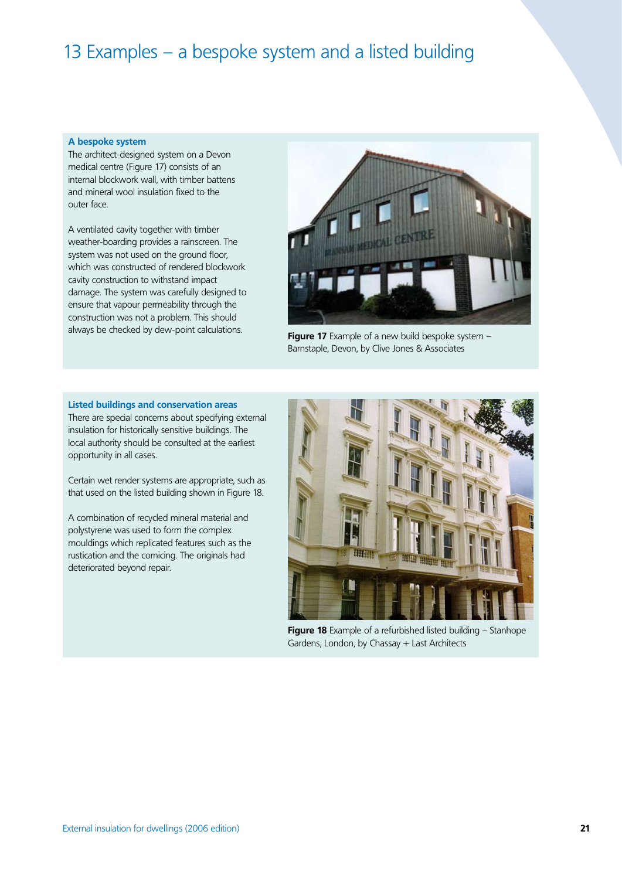# 13 Examples – a bespoke system and a listed building

### A bespoke system

The architect-designed system on a Devon medical centre (Figure 17) consists of an internal blockwork wall, with timber battens and mineral wool insulation fixed to the outer face.

A ventilated cavity together with timber weather-boarding provides a rainscreen. The system was not used on the ground floor, which was constructed of rendered blockwork cavity construction to withstand impact damage. The system was carefully designed to ensure that vapour permeability through the construction was not a problem. This should always be checked by dew-point calculations.

**Figure 17** Example of a new build bespoke system – Barnstaple, Devon, by Clive Jones & Associates

### Listed buildings and conservation areas

There are special concerns about specifying external insulation for historically sensitive buildings. The local authority should be consulted at the earliest opportunity in all cases.

Certain wet render systems are appropriate, such as that used on the listed building shown in Figure 18.

A combination of recycled mineral material and polystyrene was used to form the complex mouldings which replicated features such as the rustication and the cornicing. The originals had deteriorated beyond repair.

**Figure 18** Example of a refurbished listed building – Stanhope Gardens, London, by Chassay + Last Architects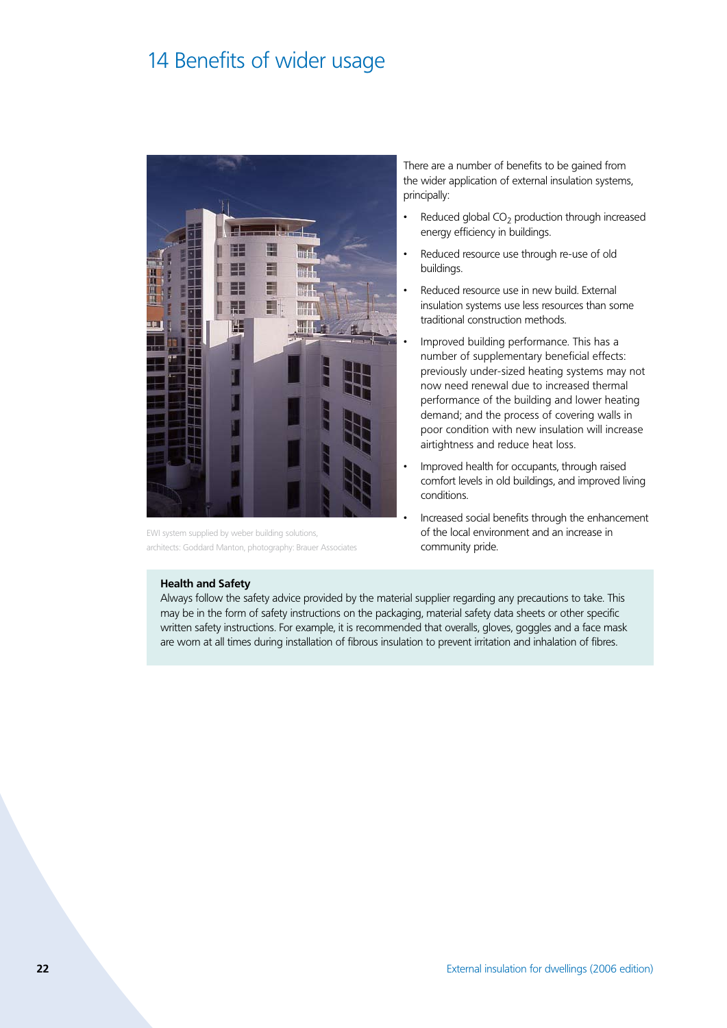# 14 Benefits of wider usage

EWI system supplied by weber building solutions, architects: Goddard Manton, photography: Brauer Associates

There are a number of benefits to be gained from the wider application of external insulation systems, principally:

- Reduced global $CO_2$ production through increased energy efficiency in buildings.
- Reduced resource use through re-use of old buildings.
- Reduced resource use in new build. External insulation systems use less resources than some traditional construction methods.
- Improved building performance. This has a number of supplementary beneficial effects: previously under-sized heating systems may not now need renewal due to increased thermal performance of the building and lower heating demand; and the process of covering walls in poor condition with new insulation will increase airtightness and reduce heat loss.
- Improved health for occupants, through raised comfort levels in old buildings, and improved living conditions.
- Increased social benefits through the enhancement of the local environment and an increase in community pride.

**Health and Safety**

Always follow the safety advice provided by the material supplier regarding any precautions to take. This may be in the form of safety instructions on the packaging, material safety data sheets or other specific written safety instructions. For example, it is recommended that overalls, gloves, goggles and a face mask are worn at all times during installation of fibrous insulation to prevent irritation and inhalation of fibres.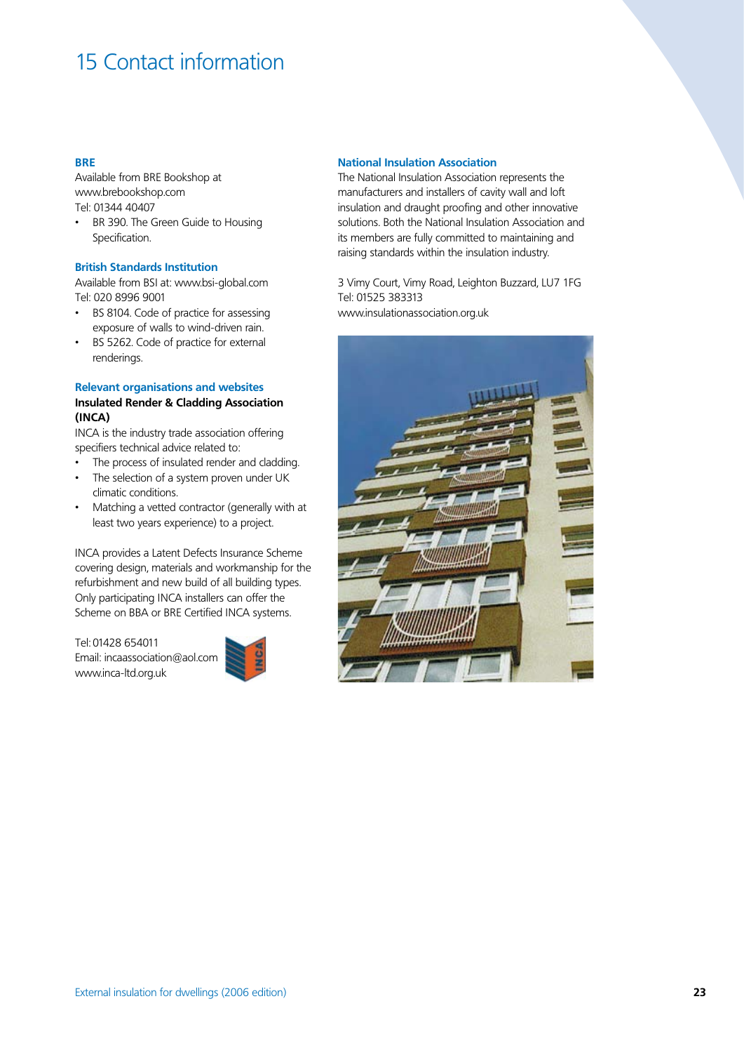# 15 Contact information

### BRE

Available from BRE Bookshop at www.brebookshop.com
Tel: 01344 40407

- BR 390. The Green Guide to Housing Specification.

### British Standards Institution

Available from BSI at: www.bsi-global.com
Tel: 020 8996 9001

- BS 8104. Code of practice for assessing exposure of walls to wind-driven rain.
- BS 5262. Code of practice for external renderings.

### Relevant organisations and websites

**Insulated Render & Cladding Association (INCA)**

INCA is the industry trade association offering specifiers technical advice related to:

- The process of insulated render and cladding.
- The selection of a system proven under UK climatic conditions.
- Matching a vetted contractor (generally with at least two years experience) to a project.

INCA provides a Latent Defects Insurance Scheme covering design, materials and workmanship for the refurbishment and new build of all building types. Only participating INCA installers can offer the Scheme on BBA or BRE Certified INCA systems.

Tel: 01428 654011
Email: incaassociation@aol.com
www.inca-ltd.org.uk

### National Insulation Association

The National Insulation Association represents the manufacturers and installers of cavity wall and loft insulation and draught proofing and other innovative solutions. Both the National Insulation Association and its members are fully committed to maintaining and raising standards within the insulation industry.

3 Vimy Court, Vimy Road, Leighton Buzzard, LU7 1FG
Tel: 01525 383313
www.insulationassociation.org.uk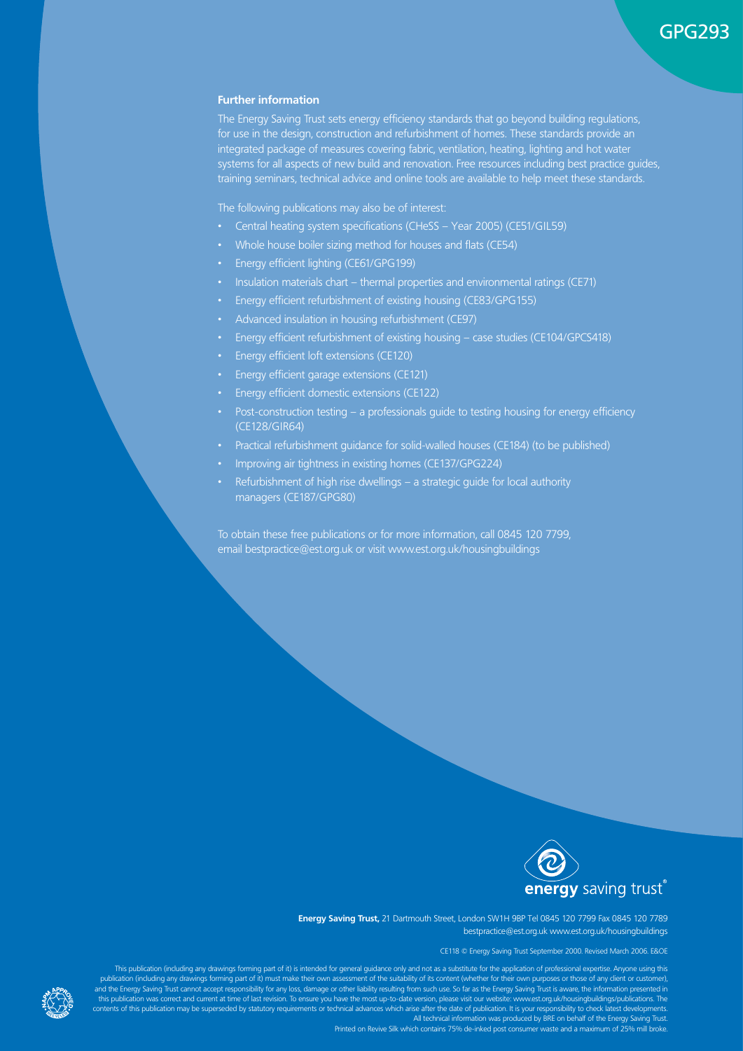### Further information

The Energy Saving Trust sets energy efficiency standards that go beyond building regulations, for use in the design, construction and refurbishment of homes. These standards provide an integrated package of measures covering fabric, ventilation, heating, lighting and hot water systems for all aspects of new build and renovation. Free resources including best practice guides, training seminars, technical advice and online tools are available to help meet these standards.

The following publications may also be of interest:

- Central heating system specifications (CHeSS – Year 2005) (CE51/GIL59)
- Whole house boiler sizing method for houses and flats (CE54)
- Energy efficient lighting (CE61/GPG199)
- Insulation materials chart – thermal properties and environmental ratings (CE71)
- Energy efficient refurbishment of existing housing (CE83/GPG155)
- Advanced insulation in housing refurbishment (CE97)
- Energy efficient refurbishment of existing housing – case studies (CE104/GPCS418)
- Energy efficient loft extensions (CE120)
- Energy efficient garage extensions (CE121)
- Energy efficient domestic extensions (CE122)
- Post-construction testing – a professionals guide to testing housing for energy efficiency (CE128/GIR64)
- Practical refurbishment guidance for solid-walled houses (CE184) (to be published)
- Improving air tightness in existing homes (CE137/GPG224)
- Refurbishment of high rise dwellings – a strategic guide for local authority managers (CE187/GPG80)

To obtain these free publications or for more information, call 0845 120 7799, email bestpractice@est.org.uk or visit www.est.org.uk/housingbuildings

**Energy Saving Trust,** 21 Dartmouth Street, London SW1H 9BP Tel 0845 120 7799 Fax 0845 120 7789
bestpractice@est.org.uk www.est.org.uk/housingbuildings

CE118 © Energy Saving Trust September 2000. Revised March 2006. E&OE

This publication (including any drawings forming part of it) is intended for general guidance only and not as a substitute for the application of professional expertise. Anyone using this publication (including any drawings forming part of it) must make their own assessment of the suitability of its content (whether for their own purposes or those of any client or customer), and the Energy Saving Trust cannot accept responsibility for any loss, damage or other liability resulting from such use. So far as the Energy Saving Trust is aware, the information presented in this publication was correct and current at time of last revision. To ensure you have the most up-to-date version, please visit our website: www.est.org.uk/housingbuildings/publications. The contents of this publication may be superseded by statutory requirements or technical advances which arise after the date of publication. It is your responsibility to check latest developments. All technical information was produced by BRE on behalf of the Energy Saving Trust.

Printed on Revive Silk which contains 75% de-inked post consumer waste and a maximum of 25% mill broke.